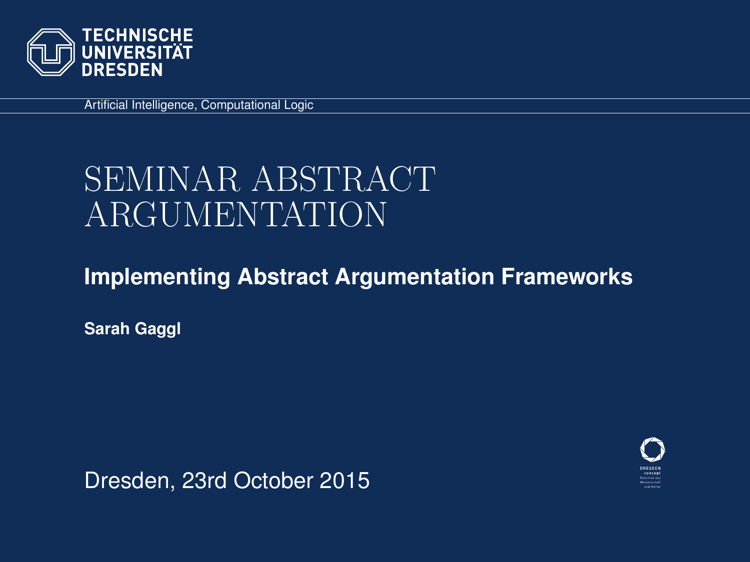TECHNISCHE UNIVERSITÄT DRESDEN

Artificial Intelligence, Computational Logic

# SEMINAR ABSTRACT ARGUMENTATION

## Implementing Abstract Argumentation Frameworks

**Sarah Gaggl**

Dresden, 23rd October 2015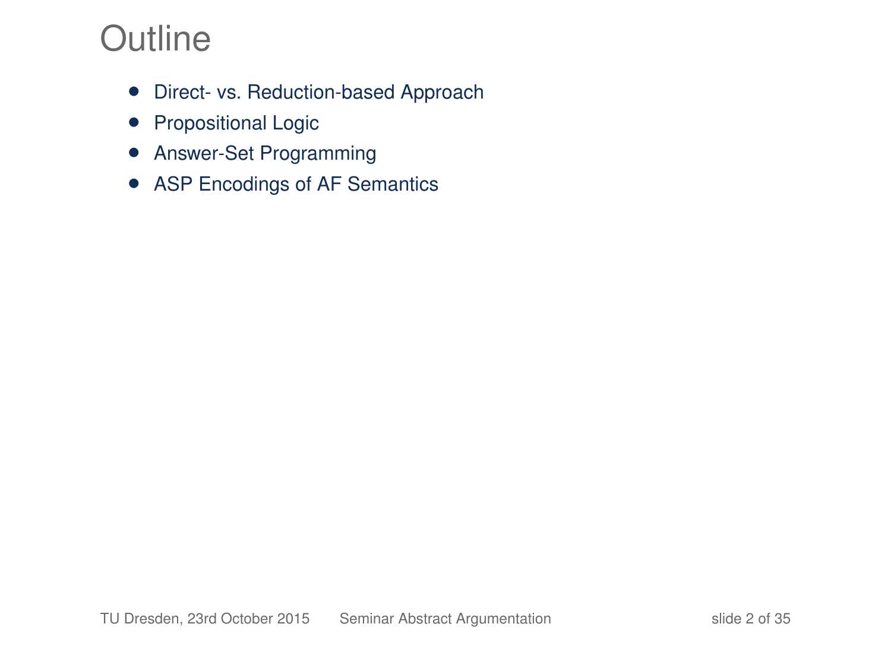# Outline

- Direct- vs. Reduction-based Approach
- Propositional Logic
- Answer-Set Programming
- ASP Encodings of AF Semantics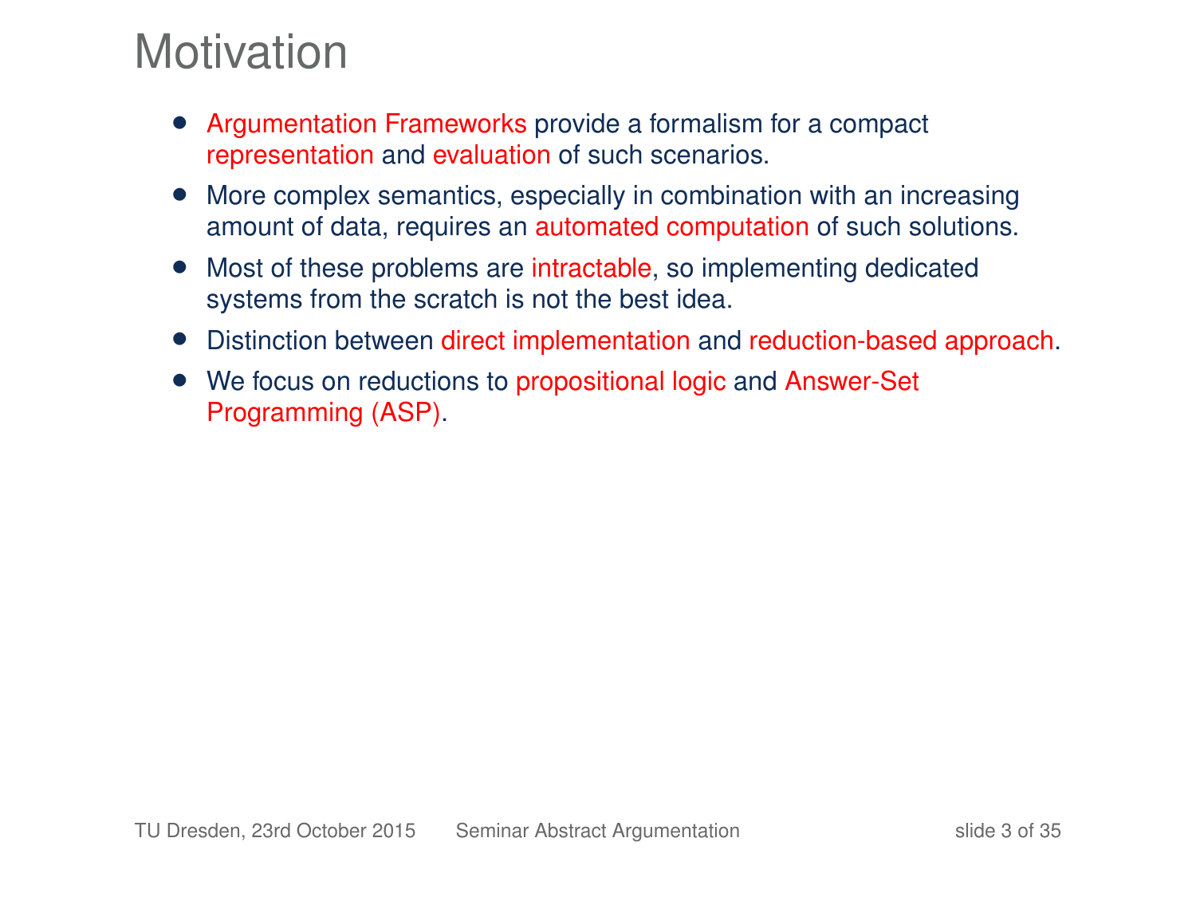# Motivation

- Argumentation Frameworks provide a formalism for a compact representation and evaluation of such scenarios.
- More complex semantics, especially in combination with an increasing amount of data, requires an automated computation of such solutions.
- Most of these problems are intractable, so implementing dedicated systems from the scratch is not the best idea.
- Distinction between direct implementation and reduction-based approach.
- We focus on reductions to propositional logic and Answer-Set Programming (ASP).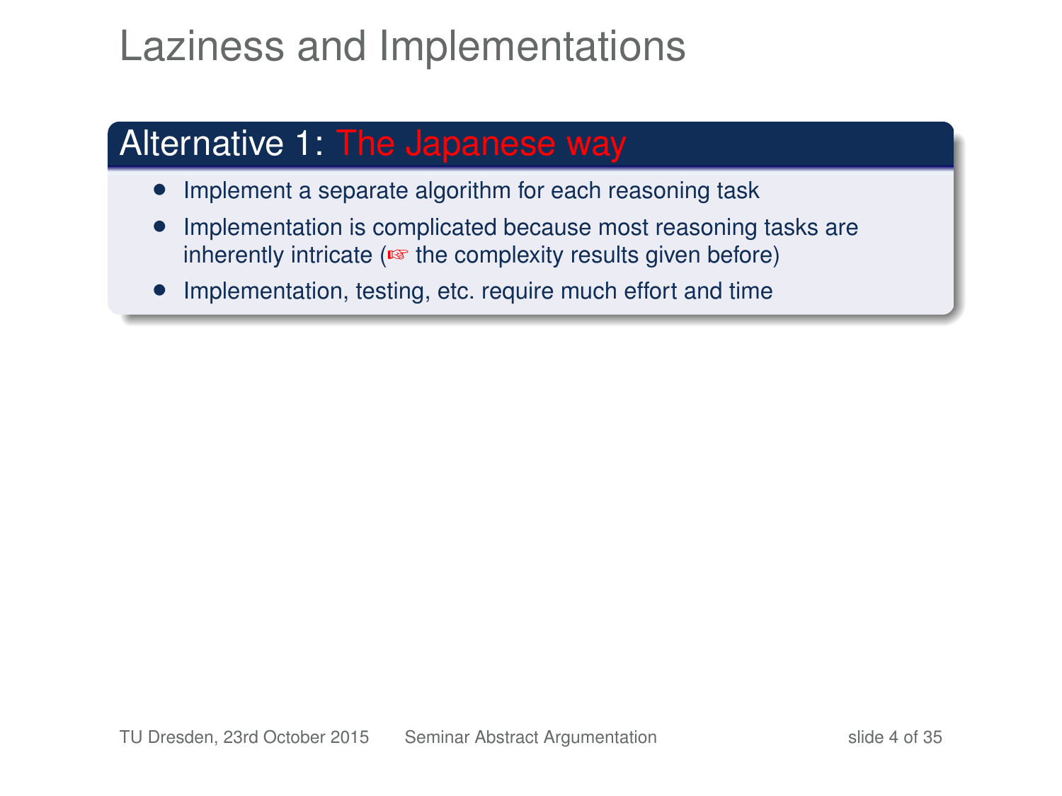# Laziness and Implementations

## Alternative 1: The Japanese way

- Implement a separate algorithm for each reasoning task
- Implementation is complicated because most reasoning tasks are inherently intricate (☞ the complexity results given before)
- Implementation, testing, etc. require much effort and time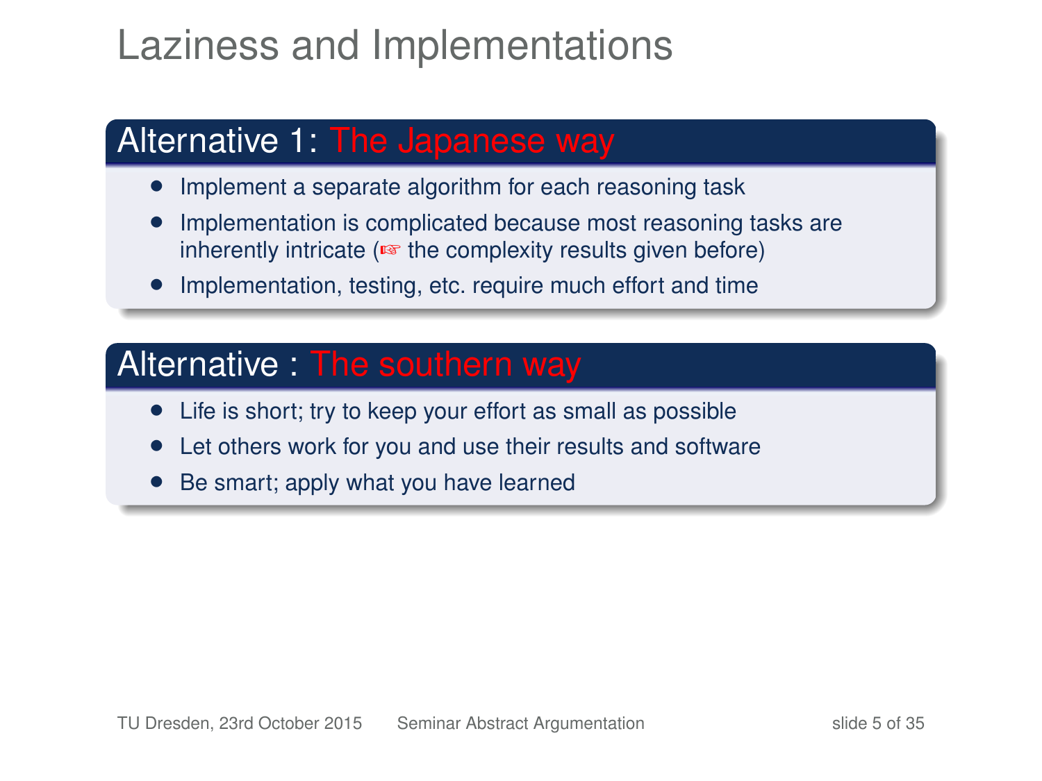# Laziness and Implementations

## Alternative 1: The Japanese way

- Implement a separate algorithm for each reasoning task
- Implementation is complicated because most reasoning tasks are inherently intricate (☞ the complexity results given before)
- Implementation, testing, etc. require much effort and time

## Alternative : The southern way

- Life is short; try to keep your effort as small as possible
- Let others work for you and use their results and software
- Be smart; apply what you have learned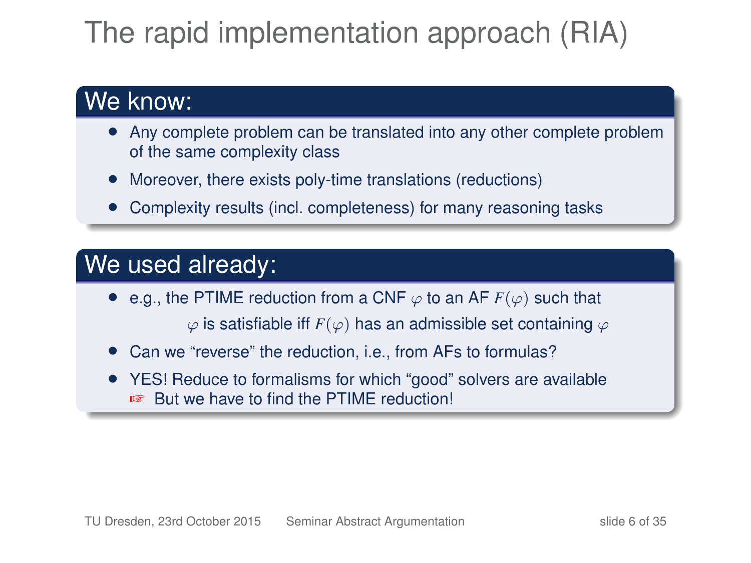# The rapid implementation approach (RIA)

## We know:

- Any complete problem can be translated into any other complete problem of the same complexity class
- Moreover, there exists poly-time translations (reductions)
- Complexity results (incl. completeness) for many reasoning tasks

## We used already:

- e.g., the PTIME reduction from a CNF $\varphi$ to an AF $F(\varphi)$ such that

  $\varphi$ is satisfiable iff $F(\varphi)$ has an admissible set containing $\varphi$
- Can we "reverse" the reduction, i.e., from AFs to formulas?
- YES! Reduce to formalisms for which "good" solvers are available
  ☞ But we have to find the PTIME reduction!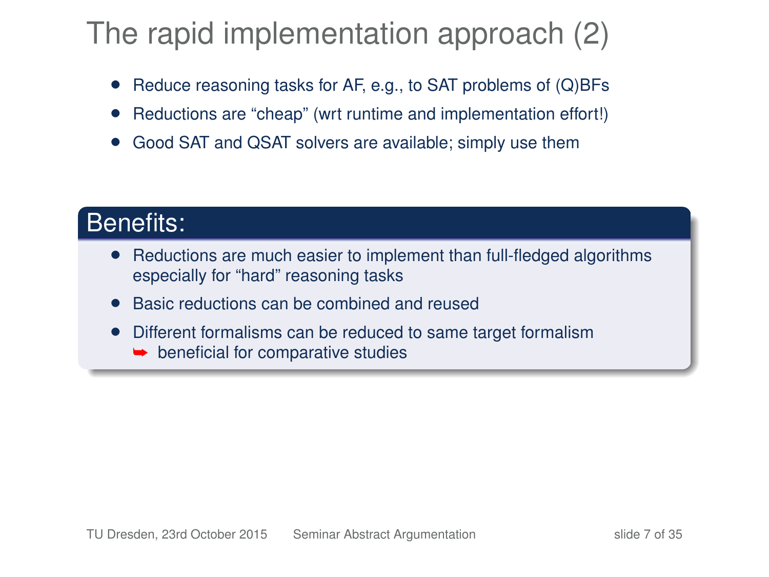# The rapid implementation approach (2)

- Reduce reasoning tasks for AF, e.g., to SAT problems of (Q)BFs
- Reductions are “cheap” (wrt runtime and implementation effort!)
- Good SAT and QSAT solvers are available; simply use them

## Benefits:

- Reductions are much easier to implement than full-fledged algorithms especially for “hard” reasoning tasks
- Basic reductions can be combined and reused
- Different formalisms can be reduced to same target formalism
  ➥ beneficial for comparative studies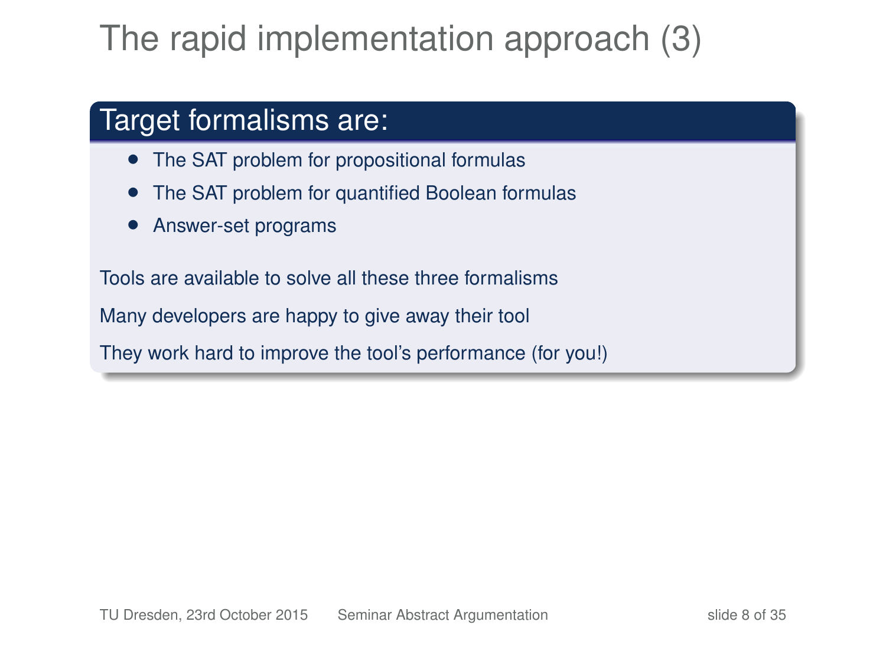# The rapid implementation approach (3)

## Target formalisms are:

- The SAT problem for propositional formulas
- The SAT problem for quantified Boolean formulas
- Answer-set programs

Tools are available to solve all these three formalisms

Many developers are happy to give away their tool

They work hard to improve the tool's performance (for you!)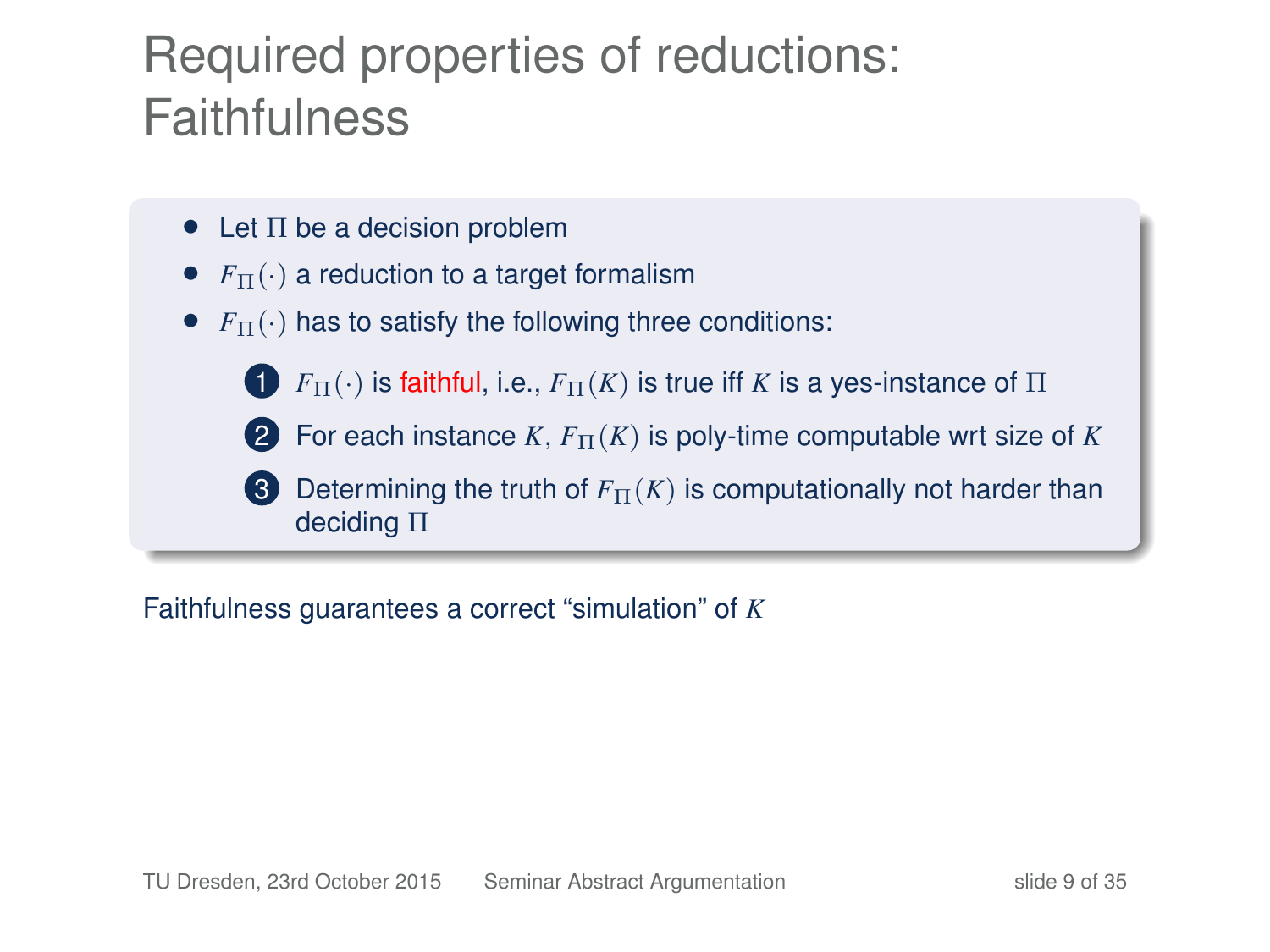# Required properties of reductions: Faithfulness

- Let $\Pi$ be a decision problem
- $F_{\Pi}(\cdot)$ a reduction to a target formalism
- $F_{\Pi}(\cdot)$ has to satisfy the following three conditions:
  1. $F_{\Pi}(\cdot)$ is faithful, i.e., $F_{\Pi}(K)$ is true iff $K$ is a yes-instance of $\Pi$
  2. For each instance $K$, $F_{\Pi}(K)$ is poly-time computable wrt size of $K$
  3. Determining the truth of $F_{\Pi}(K)$ is computationally not harder than deciding $\Pi$

Faithfulness guarantees a correct "simulation" of $K$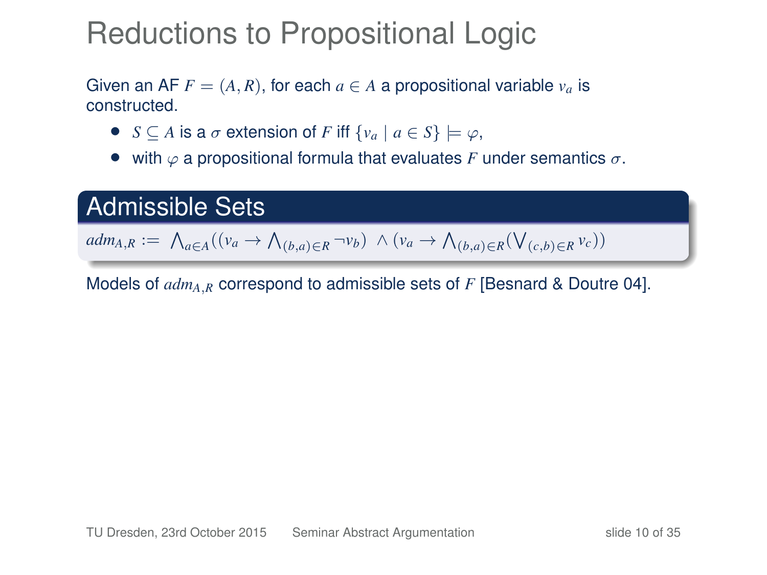# Reductions to Propositional Logic

Given an AF $F = (A, R)$, for each $a \in A$ a propositional variable $v_a$ is constructed.

- $S \subseteq A$ is a $\sigma$ extension of $F$ iff $\{v_a \mid a \in S\} \models \varphi$,
- with $\varphi$ a propositional formula that evaluates $F$ under semantics $\sigma$.

## Admissible Sets

$$adm_{A,R} := \bigwedge_{a \in A}((v_a \rightarrow \bigwedge_{(b,a) \in R} \neg v_b) \ \wedge (v_a \rightarrow \bigwedge_{(b,a) \in R}(\bigvee_{(c,b) \in R} v_c))$$

Models of $adm_{A,R}$ correspond to admissible sets of $F$ [Besnard & Doutre 04].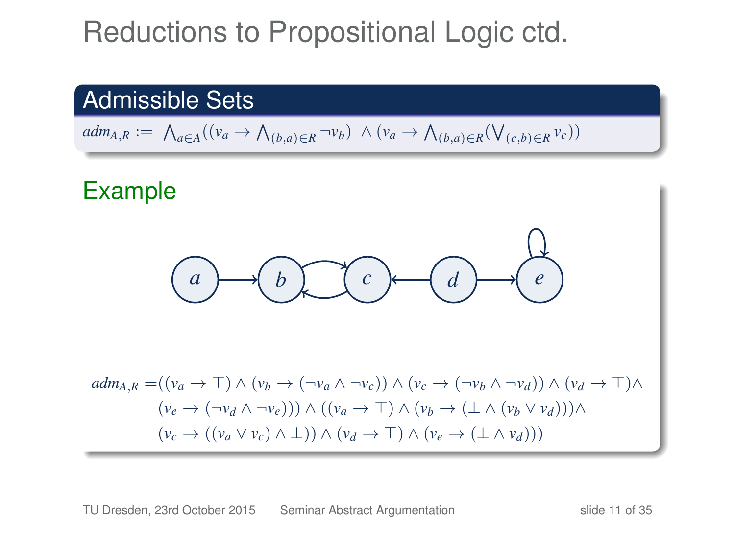# Reductions to Propositional Logic ctd.

## Admissible Sets

$$adm_{A,R} := \bigwedge_{a \in A}((v_a \rightarrow \bigwedge_{(b,a)\in R} \neg v_b) \ \wedge (v_a \rightarrow \bigwedge_{(b,a)\in R}(\bigvee_{(c,b)\in R} v_c))$$

## Example

$$\begin{aligned} adm_{A,R} =& ((v_a \rightarrow \top) \wedge (v_b \rightarrow (\neg v_a \wedge \neg v_c)) \wedge (v_c \rightarrow (\neg v_b \wedge \neg v_d)) \wedge (v_d \rightarrow \top) \wedge \\ & (v_e \rightarrow (\neg v_d \wedge \neg v_e))) \wedge ((v_a \rightarrow \top) \wedge (v_b \rightarrow (\bot \wedge (v_b \vee v_d))) \wedge \\ & (v_c \rightarrow ((v_a \vee v_c) \wedge \bot)) \wedge (v_d \rightarrow \top) \wedge (v_e \rightarrow (\bot \wedge v_d))) \end{aligned}$$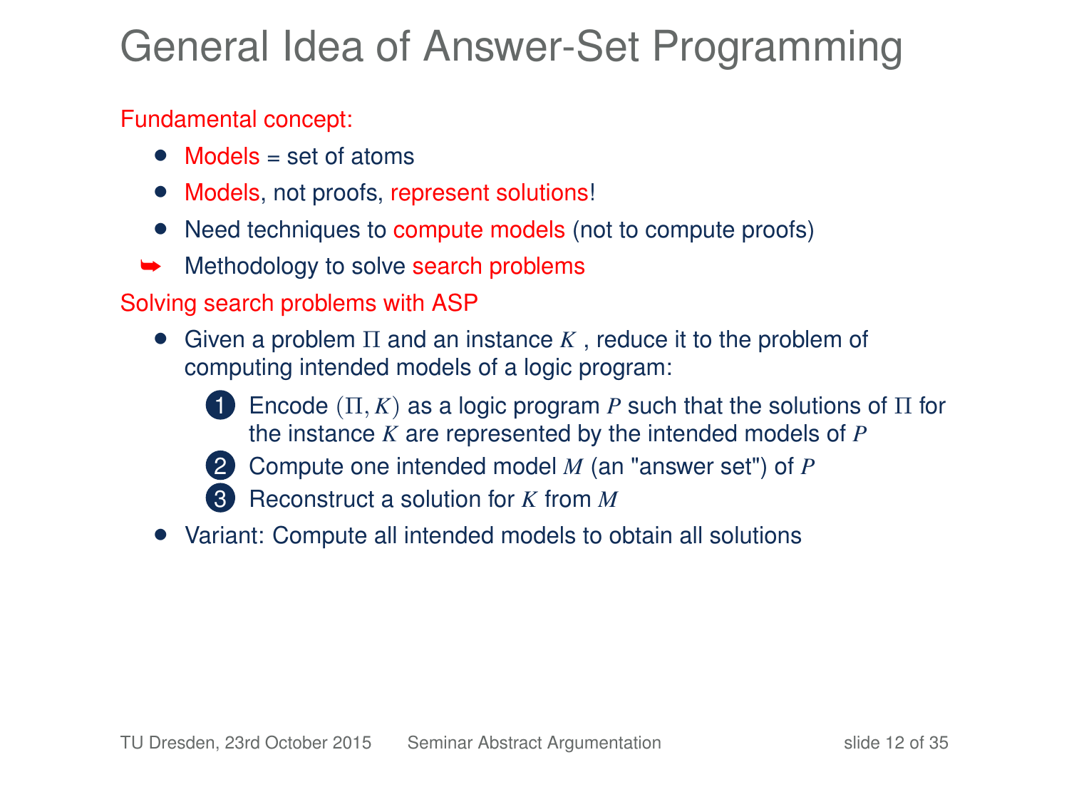# General Idea of Answer-Set Programming

Fundamental concept:

- Models = set of atoms
- Models, not proofs, represent solutions!
- Need techniques to compute models (not to compute proofs)

➥ Methodology to solve search problems

Solving search problems with ASP

- Given a problem $\Pi$ and an instance $K$ , reduce it to the problem of computing intended models of a logic program:
  1. Encode $(\Pi, K)$ as a logic program $P$ such that the solutions of $\Pi$ for the instance $K$ are represented by the intended models of $P$
  2. Compute one intended model $M$ (an "answer set") of $P$
  3. Reconstruct a solution for $K$ from $M$
- Variant: Compute all intended models to obtain all solutions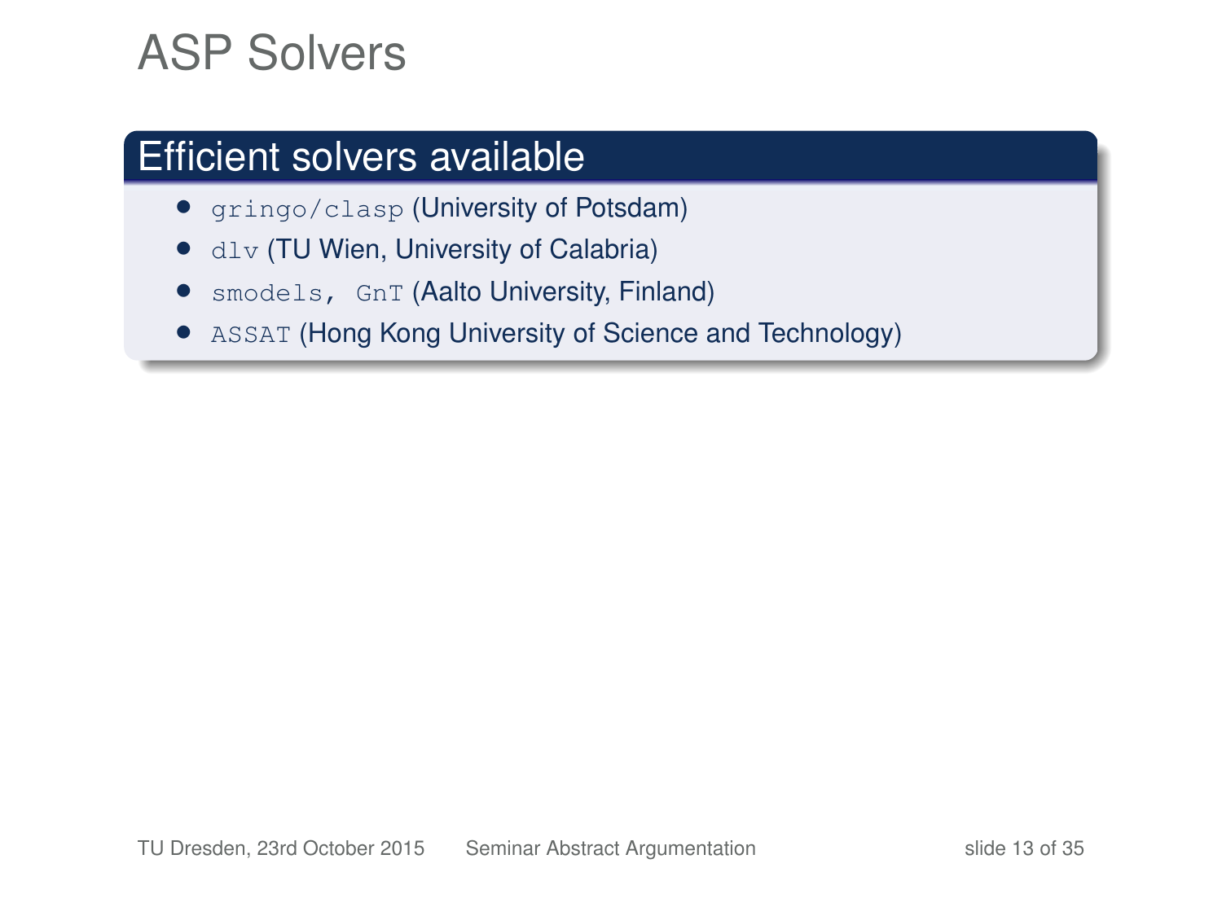# ASP Solvers

## Efficient solvers available

- `gringo/clasp` (University of Potsdam)
- `dlv` (TU Wien, University of Calabria)
- `smodels, GnT` (Aalto University, Finland)
- `ASSAT` (Hong Kong University of Science and Technology)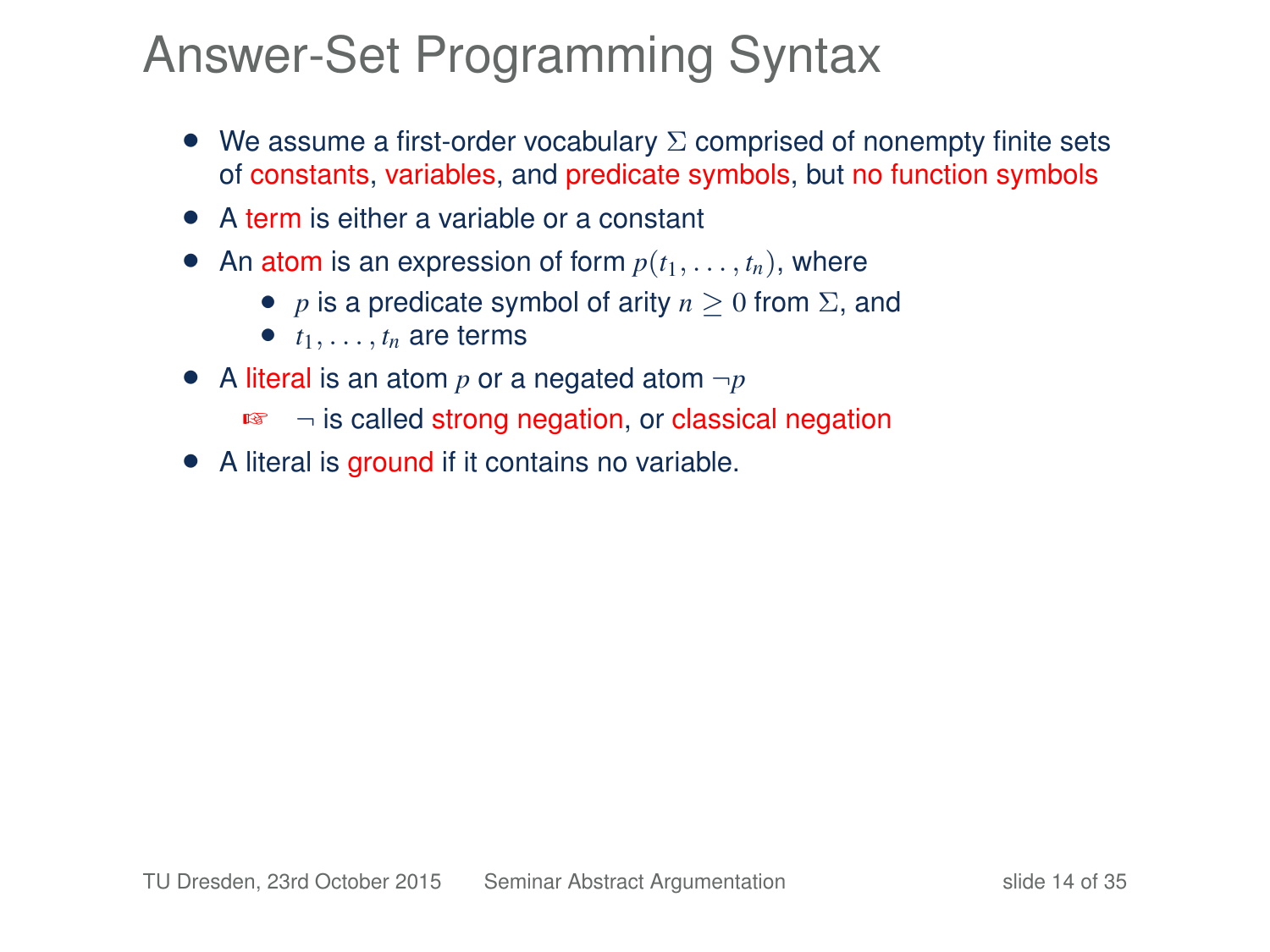# Answer-Set Programming Syntax

- We assume a first-order vocabulary $\Sigma$ comprised of nonempty finite sets of constants, variables, and predicate symbols, but no function symbols
- A term is either a variable or a constant
- An atom is an expression of form $p(t_1, \ldots, t_n)$, where
  - $p$ is a predicate symbol of arity $n \geq 0$ from $\Sigma$, and
  - $t_1, \ldots, t_n$ are terms
- A literal is an atom $p$ or a negated atom $\neg p$
  - ☞ $\neg$ is called strong negation, or classical negation
- A literal is ground if it contains no variable.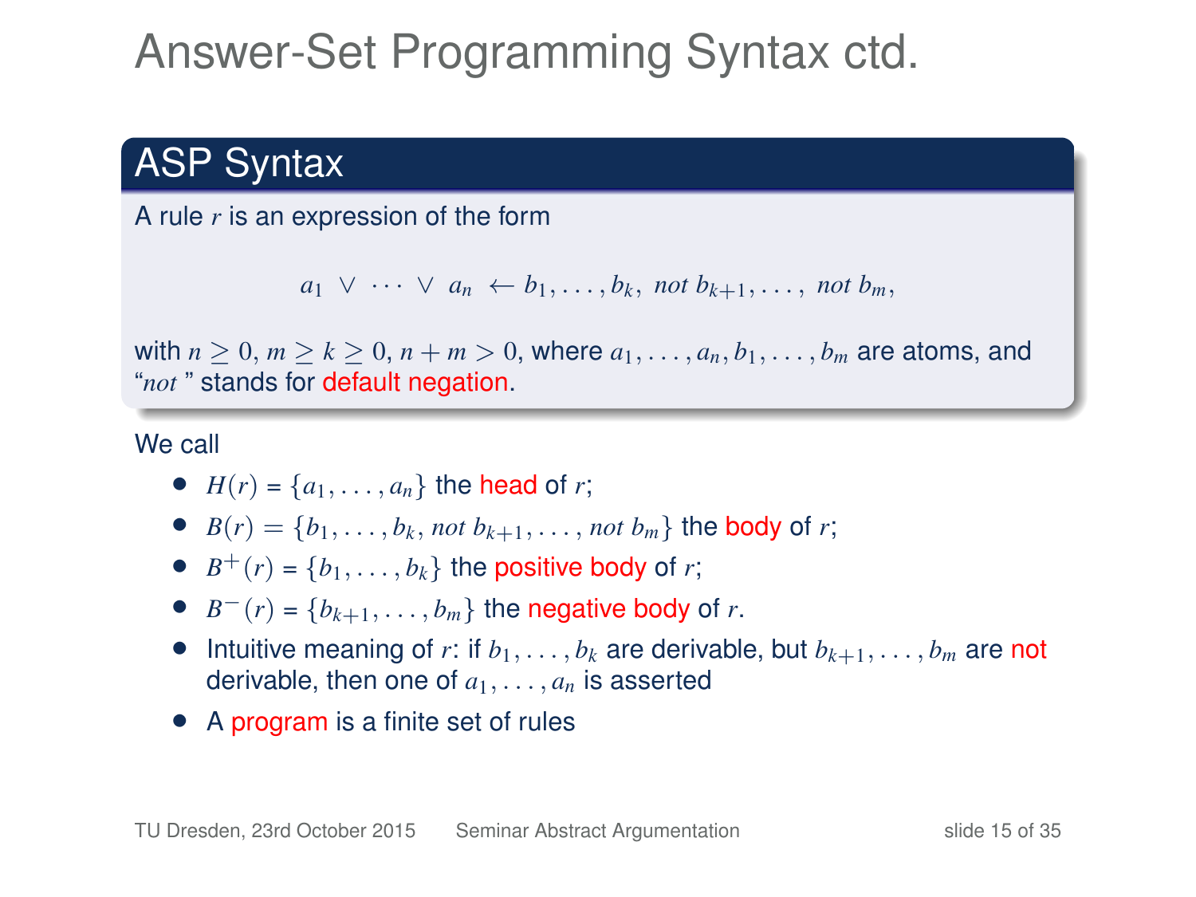# Answer-Set Programming Syntax ctd.

## ASP Syntax

A rule $r$ is an expression of the form

$$a_1 \lor \cdots \lor a_n \leftarrow b_1, \ldots, b_k, \ not\ b_{k+1}, \ldots, \ not\ b_m,$$

with $n \geq 0$, $m \geq k \geq 0$, $n + m > 0$, where $a_1, \ldots, a_n, b_1, \ldots, b_m$ are atoms, and "*not*" stands for default negation.

We call

- $H(r) = \{a_1, \ldots, a_n\}$ the head of $r$;
- $B(r) = \{b_1, \ldots, b_k, not\ b_{k+1}, \ldots, not\ b_m\}$ the body of $r$;
- $B^+(r) = \{b_1, \ldots, b_k\}$ the positive body of $r$;
- $B^-(r) = \{b_{k+1}, \ldots, b_m\}$ the negative body of $r$.
- Intuitive meaning of $r$: if $b_1, \ldots, b_k$ are derivable, but $b_{k+1}, \ldots, b_m$ are not derivable, then one of $a_1, \ldots, a_n$ is asserted
- A program is a finite set of rules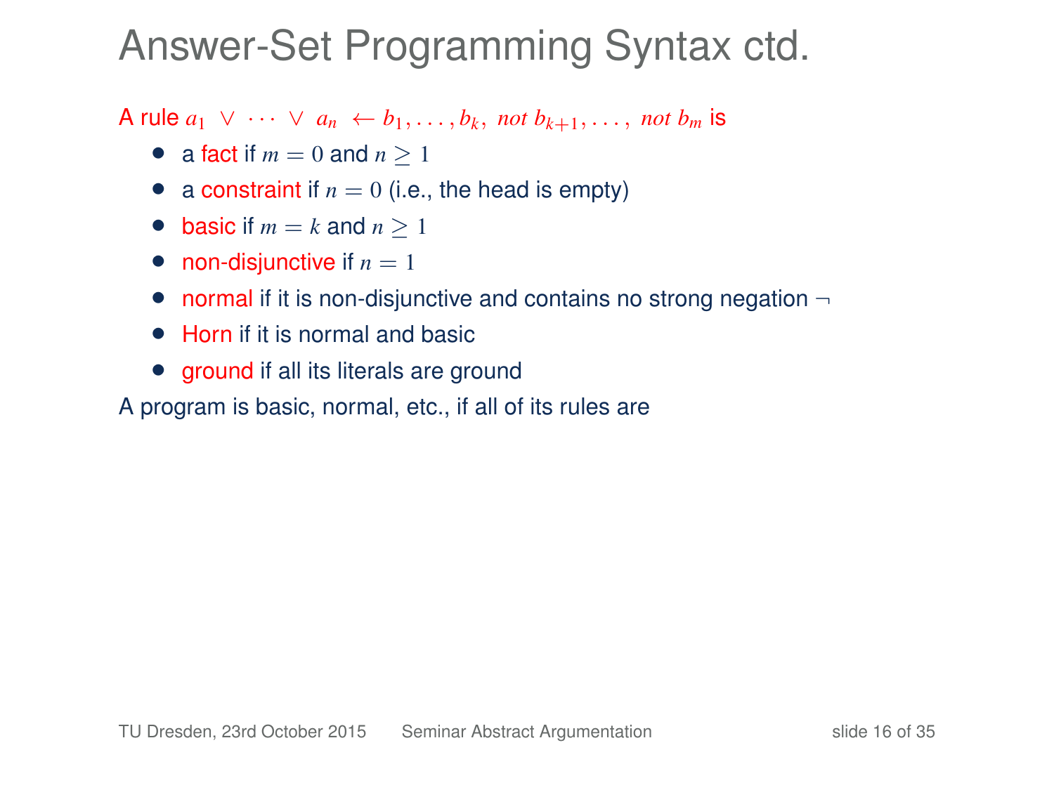# Answer-Set Programming Syntax ctd.

A rule $a_1 \lor \cdots \lor a_n \leftarrow b_1, \ldots, b_k, \; not \; b_{k+1}, \ldots, \; not \; b_m$ is

- a fact if $m = 0$ and $n \geq 1$
- a constraint if $n = 0$ (i.e., the head is empty)
- basic if $m = k$ and $n \geq 1$
- non-disjunctive if $n = 1$
- normal if it is non-disjunctive and contains no strong negation $\neg$
- Horn if it is normal and basic
- ground if all its literals are ground

A program is basic, normal, etc., if all of its rules are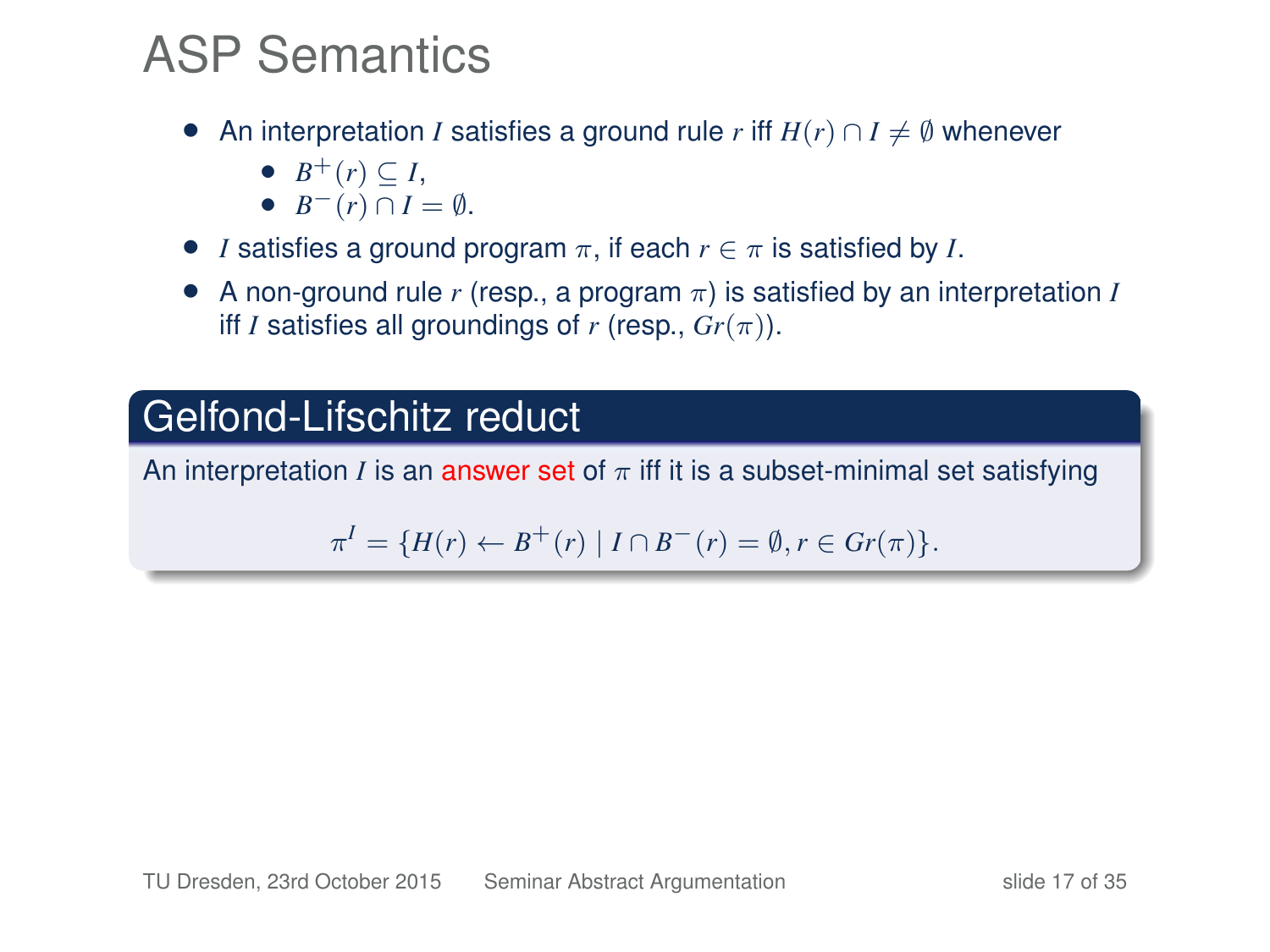# ASP Semantics

- An interpretation $I$ satisfies a ground rule $r$ iff $H(r) \cap I \neq \emptyset$ whenever
  - $B^+(r) \subseteq I$,
  - $B^-(r) \cap I = \emptyset$.
- $I$ satisfies a ground program $\pi$, if each $r \in \pi$ is satisfied by $I$.
- A non-ground rule $r$ (resp., a program $\pi$) is satisfied by an interpretation $I$ iff $I$ satisfies all groundings of $r$ (resp., $Gr(\pi)$).

## Gelfond-Lifschitz reduct

An interpretation $I$ is an answer set of $\pi$ iff it is a subset-minimal set satisfying

$$\pi^I = \{H(r) \leftarrow B^+(r) \mid I \cap B^-(r) = \emptyset, r \in Gr(\pi)\}.$$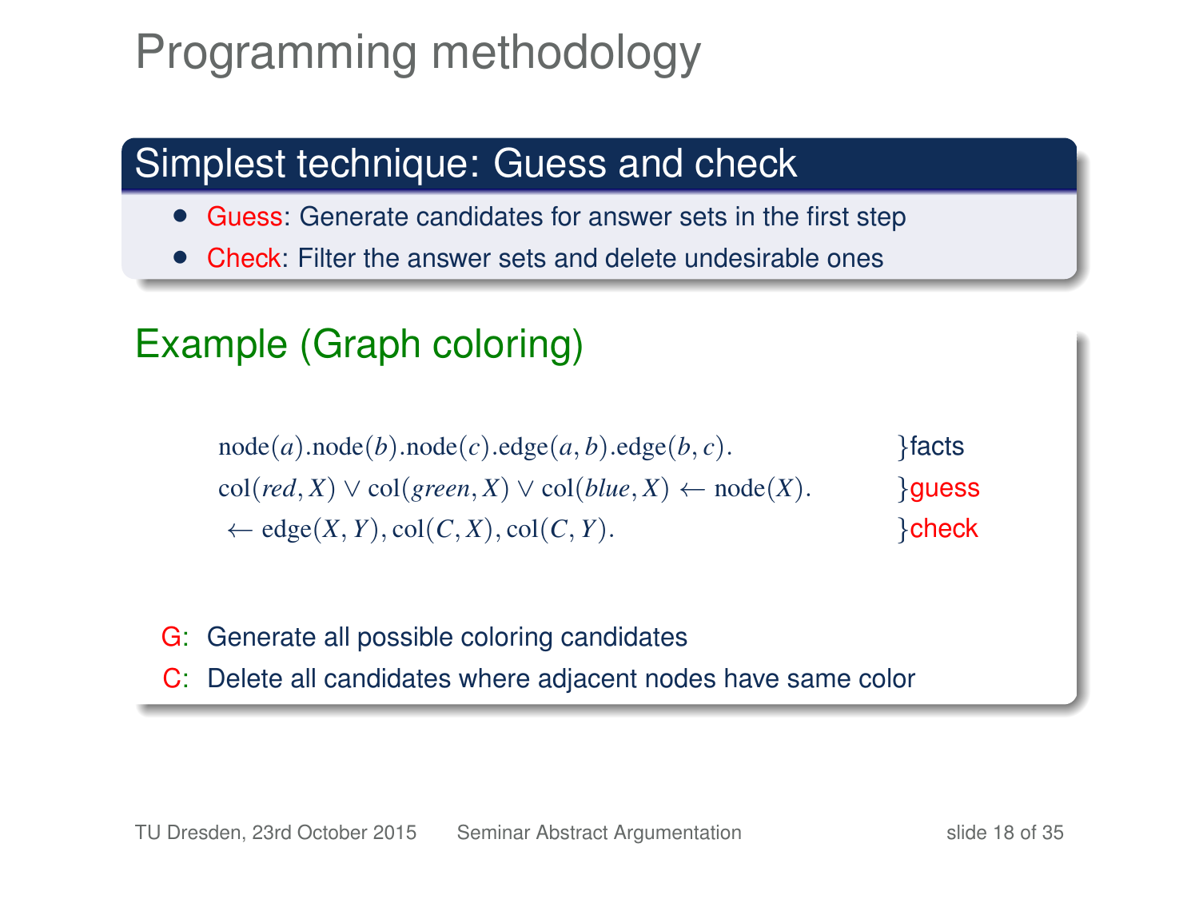# Programming methodology

## Simplest technique: Guess and check

- Guess: Generate candidates for answer sets in the first step
- Check: Filter the answer sets and delete undesirable ones

### Example (Graph coloring)

$$
\begin{array}{ll}
\mathrm{node}(a).\mathrm{node}(b).\mathrm{node}(c).\mathrm{edge}(a,b).\mathrm{edge}(b,c). & \}\text{facts} \\
\mathrm{col}(red,X) \vee \mathrm{col}(green,X) \vee \mathrm{col}(blue,X) \leftarrow \mathrm{node}(X). & \}\text{guess} \\
\leftarrow \mathrm{edge}(X,Y), \mathrm{col}(C,X), \mathrm{col}(C,Y). & \}\text{check}
\end{array}
$$

G: Generate all possible coloring candidates

C: Delete all candidates where adjacent nodes have same color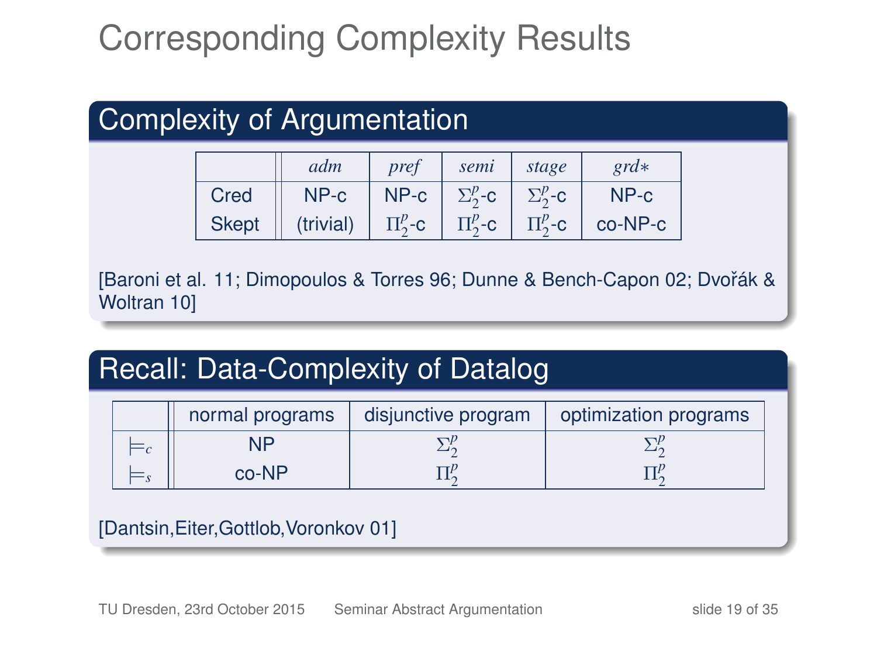# Corresponding Complexity Results

## Complexity of Argumentation

| | *adm* | *pref* | *semi* | *stage* | *grd*∗ |
|---|---|---|---|---|---|
| Cred | NP-c | NP-c | $\Sigma_2^p$-c | $\Sigma_2^p$-c | NP-c |
| Skept | (trivial) | $\Pi_2^p$-c | $\Pi_2^p$-c | $\Pi_2^p$-c | co-NP-c |

[Baroni et al. 11; Dimopoulos & Torres 96; Dunne & Bench-Capon 02; Dvořák & Woltran 10]

## Recall: Data-Complexity of Datalog

| | normal programs | disjunctive program | optimization programs |
|---|---|---|---|
| $\models_c$ | NP | $\Sigma_2^p$ | $\Sigma_2^p$ |
| $\models_s$ | co-NP | $\Pi_2^p$ | $\Pi_2^p$ |

[Dantsin,Eiter,Gottlob,Voronkov 01]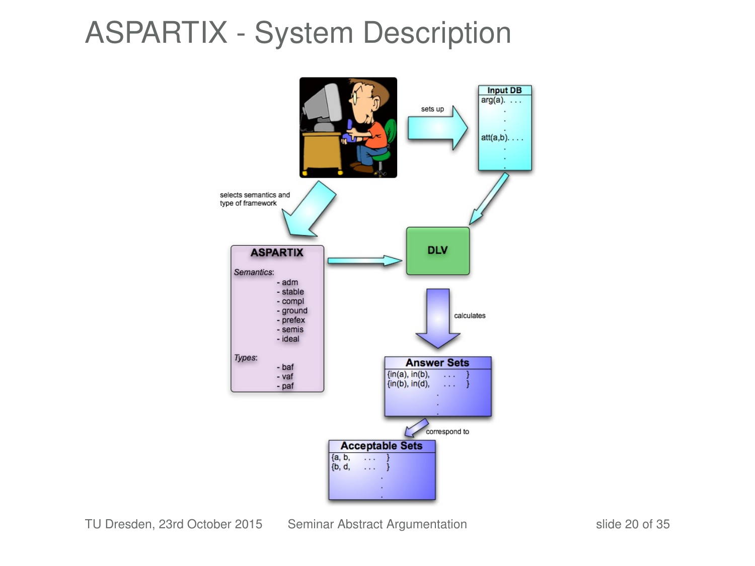# ASPARTIX - System Description

sets up

**Input DB**

arg(a). ...

att(a,b). ...

selects semantics and type of framework

**ASPARTIX**

*Semantics*:

- adm
- stable
- compl
- ground
- prefex
- semis
- ideal

*Types*:

- baf
- vaf
- paf

**DLV**

calculates

**Answer Sets**

{in(a), in(b), ... }
{in(b), in(d), ... }

correspond to

**Acceptable Sets**

{a, b, ... }
{b, d, ... }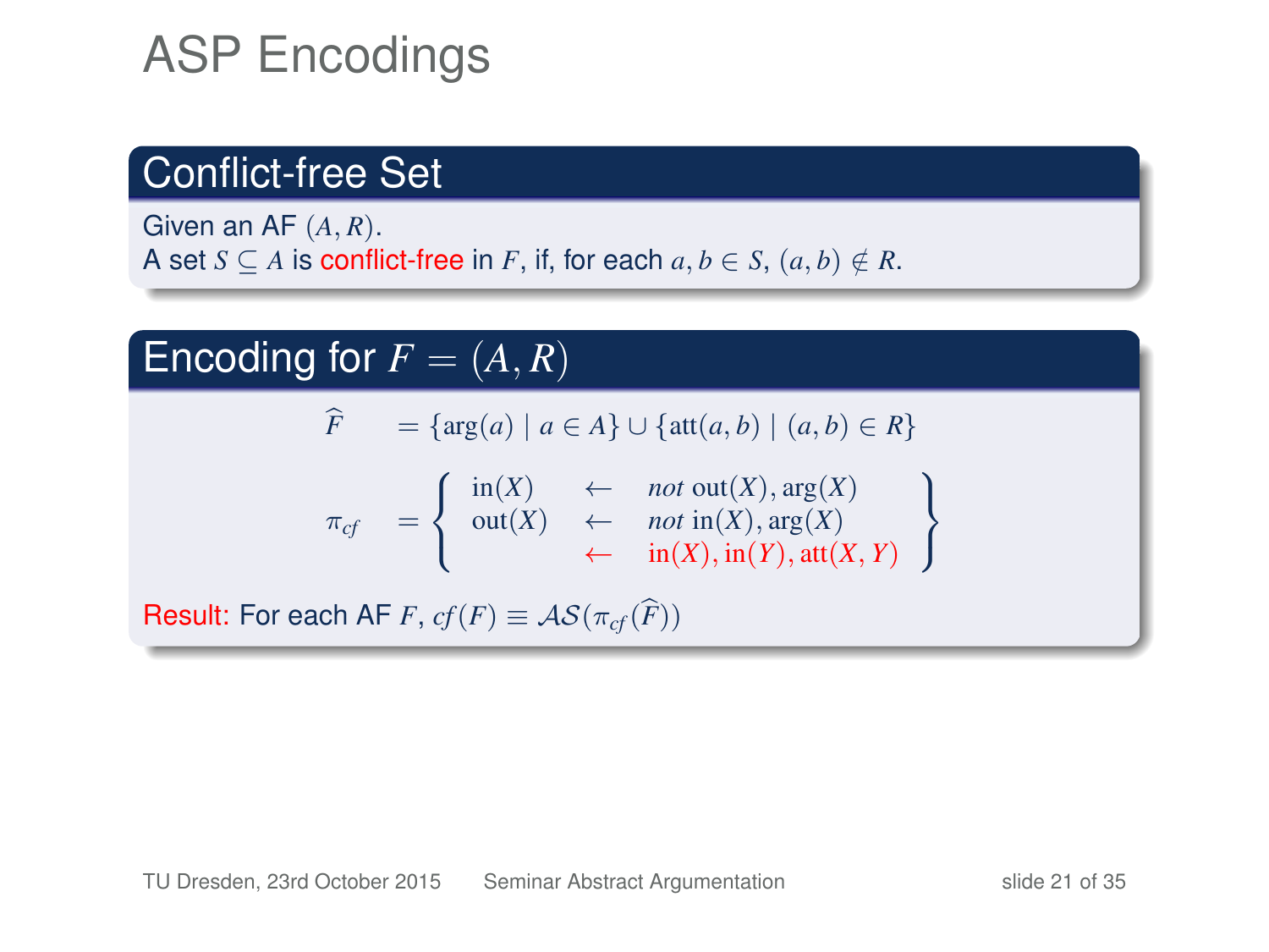# ASP Encodings

## Conflict-free Set

Given an AF $(A, R)$.
A set $S \subseteq A$ is conflict-free in $F$, if, for each $a, b \in S$, $(a, b) \notin R$.

## Encoding for $F = (A, R)$

$$\widehat{F} = \{\arg(a) \mid a \in A\} \cup \{\text{att}(a, b) \mid (a, b) \in R\}$$

$$\pi_{cf} = \left\{ \begin{array}{lcl} \text{in}(X) & \leftarrow & \textit{not}\ \text{out}(X), \arg(X) \\ \text{out}(X) & \leftarrow & \textit{not}\ \text{in}(X), \arg(X) \\ & \leftarrow & \text{in}(X), \text{in}(Y), \text{att}(X, Y) \end{array} \right\}$$

Result: For each AF $F$, $cf(F) \equiv \mathcal{AS}(\pi_{cf}(\widehat{F}))$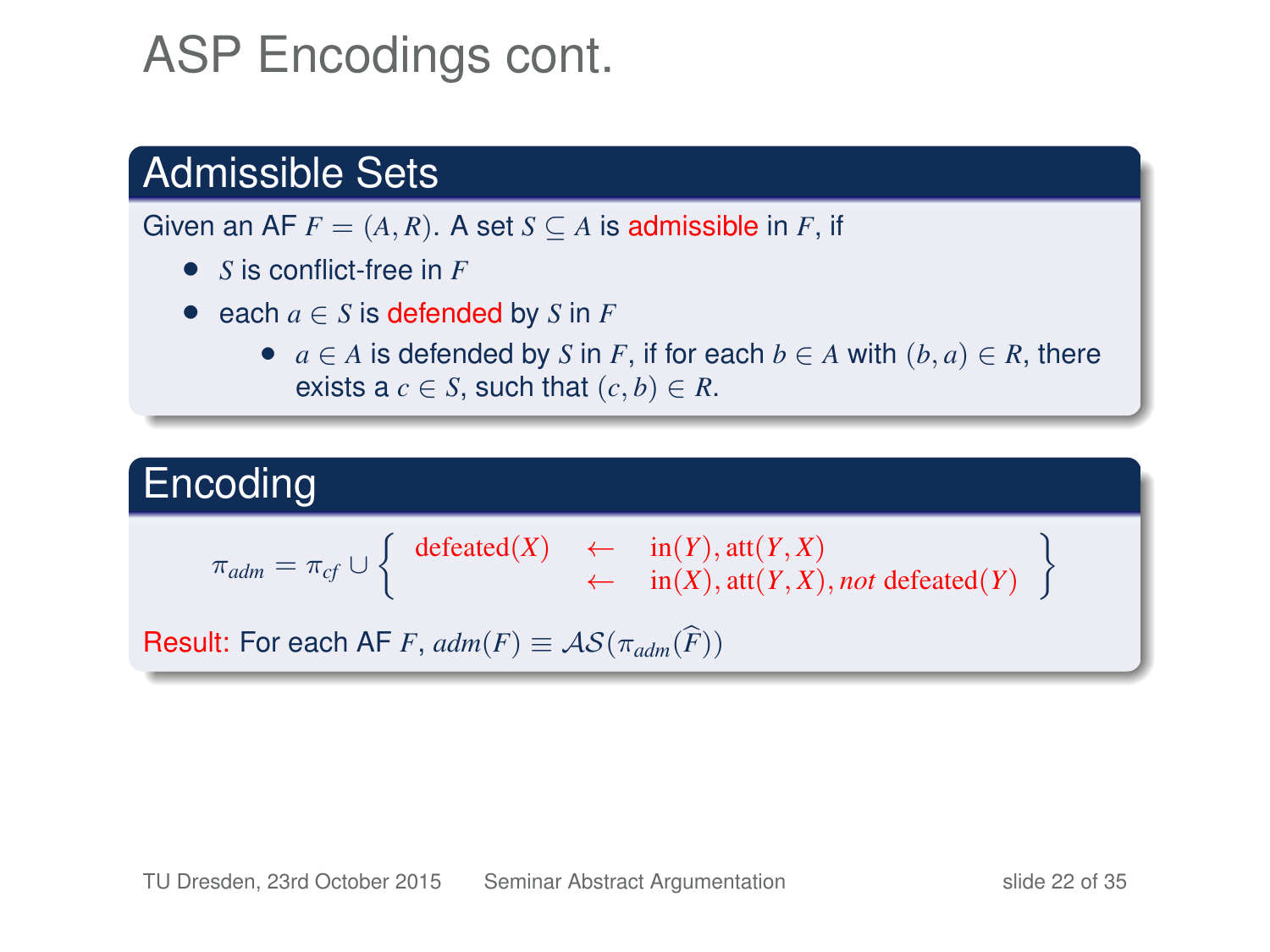# ASP Encodings cont.

## Admissible Sets

Given an AF $F = (A, R)$. A set $S \subseteq A$ is admissible in $F$, if

- $S$ is conflict-free in $F$
- each $a \in S$ is defended by $S$ in $F$
  - $a \in A$ is defended by $S$ in $F$, if for each $b \in A$ with $(b, a) \in R$, there exists a $c \in S$, such that $(c, b) \in R$.

## Encoding

$$\pi_{adm} = \pi_{cf} \cup \left\{ \begin{array}{lcl} \text{defeated}(X) & \leftarrow & \text{in}(Y), \text{att}(Y, X) \\ & \leftarrow & \text{in}(X), \text{att}(Y, X), \textit{not } \text{defeated}(Y) \end{array} \right\}$$

Result: For each AF $F$, $adm(F) \equiv \mathcal{AS}(\pi_{adm}(\widehat{F}))$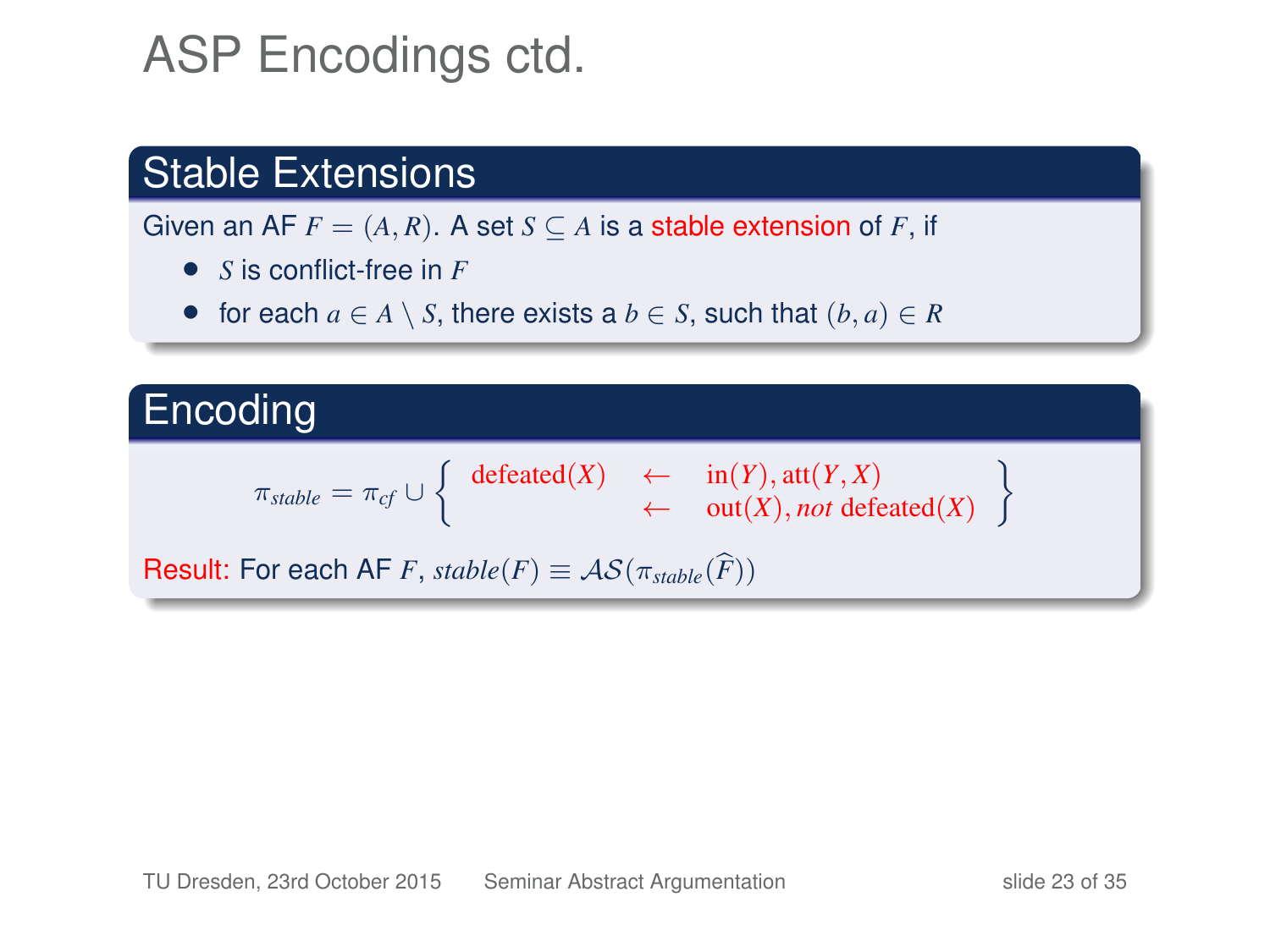# ASP Encodings ctd.

## Stable Extensions

Given an AF $F = (A, R)$. A set $S \subseteq A$ is a stable extension of $F$, if

- $S$ is conflict-free in $F$
- for each $a \in A \setminus S$, there exists a $b \in S$, such that $(b, a) \in R$

## Encoding

$$\pi_{stable} = \pi_{cf} \cup \left\{ \begin{array}{lcl} \text{defeated}(X) & \leftarrow & \text{in}(Y), \text{att}(Y, X) \\ & \leftarrow & \text{out}(X), \textit{not } \text{defeated}(X) \end{array} \right\}$$

Result: For each AF $F$, $stable(F) \equiv \mathcal{AS}(\pi_{stable}(\widehat{F}))$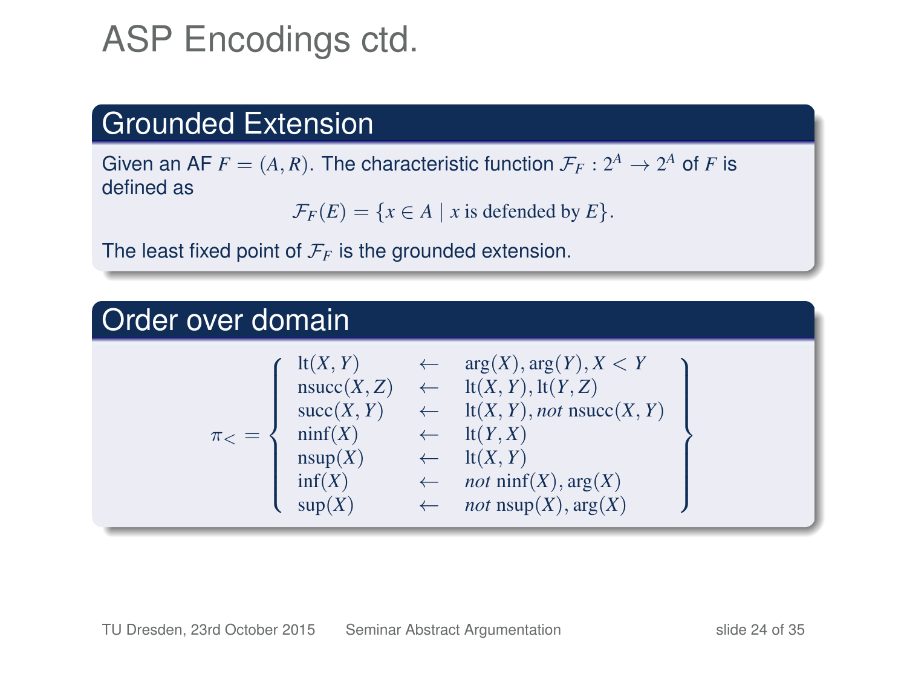# ASP Encodings ctd.

## Grounded Extension

Given an AF $F = (A, R)$. The characteristic function $\mathcal{F}_F : 2^A \to 2^A$ of $F$ is defined as

$$\mathcal{F}_F(E) = \{x \in A \mid x \text{ is defended by } E\}.$$

The least fixed point of $\mathcal{F}_F$ is the grounded extension.

## Order over domain

$$\pi_< = \left\{ \begin{array}{lcl} \mathrm{lt}(X,Y) & \leftarrow & \mathrm{arg}(X), \mathrm{arg}(Y), X < Y \\ \mathrm{nsucc}(X,Z) & \leftarrow & \mathrm{lt}(X,Y), \mathrm{lt}(Y,Z) \\ \mathrm{succ}(X,Y) & \leftarrow & \mathrm{lt}(X,Y), \mathit{not}\ \mathrm{nsucc}(X,Y) \\ \mathrm{ninf}(X) & \leftarrow & \mathrm{lt}(Y,X) \\ \mathrm{nsup}(X) & \leftarrow & \mathrm{lt}(X,Y) \\ \mathrm{inf}(X) & \leftarrow & \mathit{not}\ \mathrm{ninf}(X), \mathrm{arg}(X) \\ \mathrm{sup}(X) & \leftarrow & \mathit{not}\ \mathrm{nsup}(X), \mathrm{arg}(X) \end{array} \right\}$$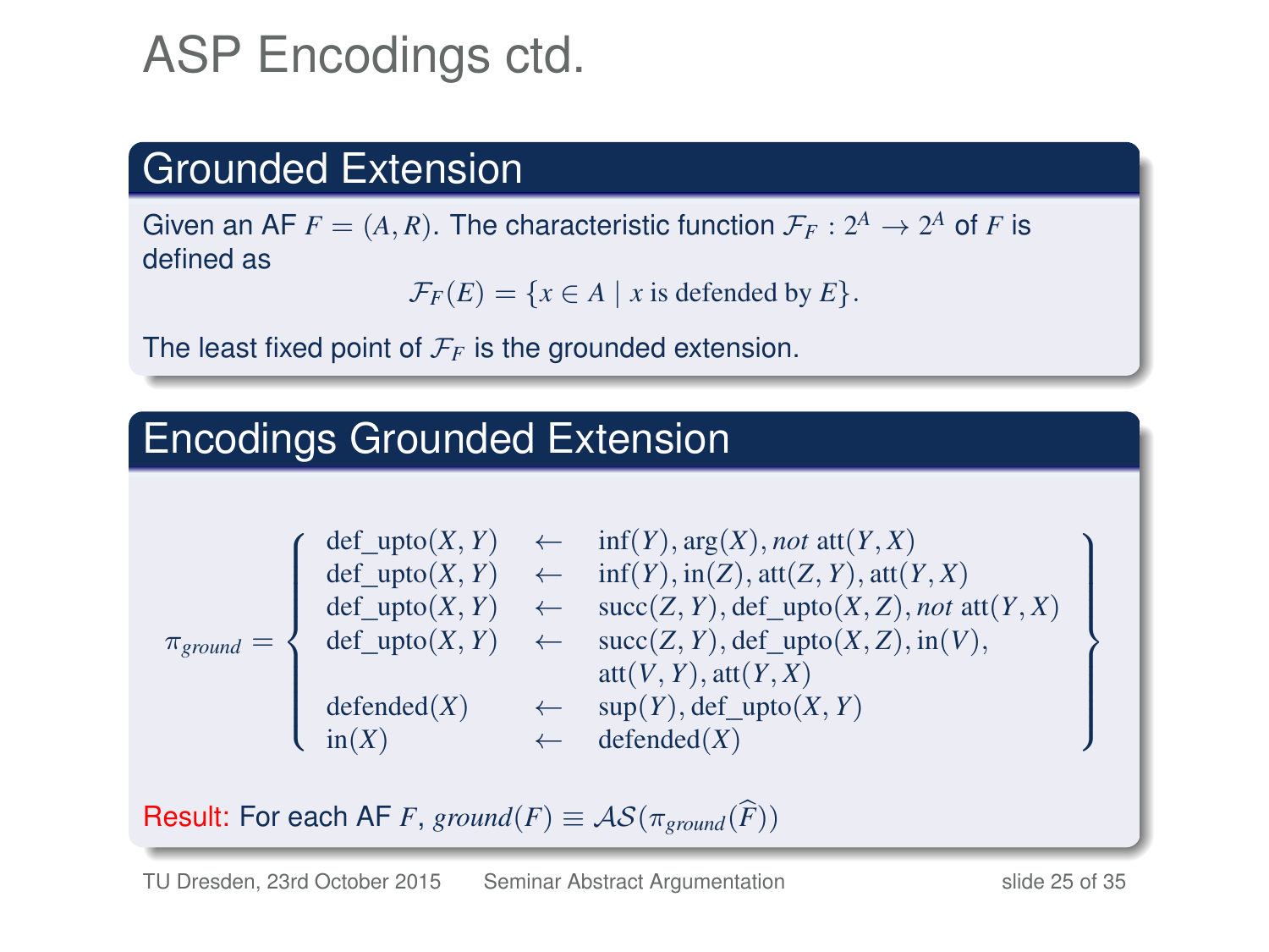# ASP Encodings ctd.

## Grounded Extension

Given an AF $F = (A, R)$. The characteristic function $\mathcal{F}_F : 2^A \to 2^A$ of $F$ is defined as

$$\mathcal{F}_F(E) = \{x \in A \mid x \text{ is defended by } E\}.$$

The least fixed point of $\mathcal{F}_F$ is the grounded extension.

## Encodings Grounded Extension

$$\pi_{ground} = \left\{ \begin{array}{lcl} \text{def\_upto}(X, Y) & \leftarrow & \text{inf}(Y), \text{arg}(X), \mathit{not}\ \text{att}(Y, X) \\ \text{def\_upto}(X, Y) & \leftarrow & \text{inf}(Y), \text{in}(Z), \text{att}(Z, Y), \text{att}(Y, X) \\ \text{def\_upto}(X, Y) & \leftarrow & \text{succ}(Z, Y), \text{def\_upto}(X, Z), \mathit{not}\ \text{att}(Y, X) \\ \text{def\_upto}(X, Y) & \leftarrow & \text{succ}(Z, Y), \text{def\_upto}(X, Z), \text{in}(V), \\ & & \text{att}(V, Y), \text{att}(Y, X) \\ \text{defended}(X) & \leftarrow & \text{sup}(Y), \text{def\_upto}(X, Y) \\ \text{in}(X) & \leftarrow & \text{defended}(X) \end{array} \right\}$$

Result: For each AF $F$, $\mathit{ground}(F) \equiv \mathcal{AS}(\pi_{ground}(\widehat{F}))$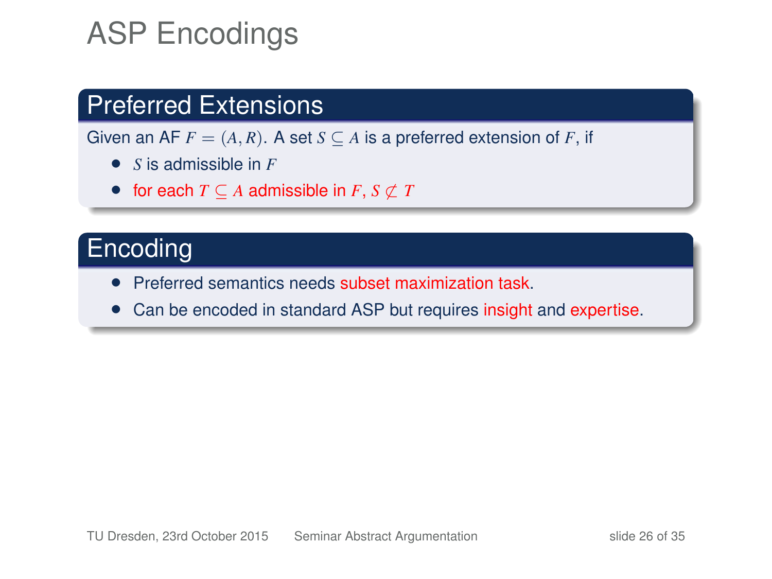# ASP Encodings

## Preferred Extensions

Given an AF $F = (A, R)$. A set $S \subseteq A$ is a preferred extension of $F$, if

- $S$ is admissible in $F$
- for each $T \subseteq A$ admissible in $F$, $S \not\subset T$

## Encoding

- Preferred semantics needs subset maximization task.
- Can be encoded in standard ASP but requires insight and expertise.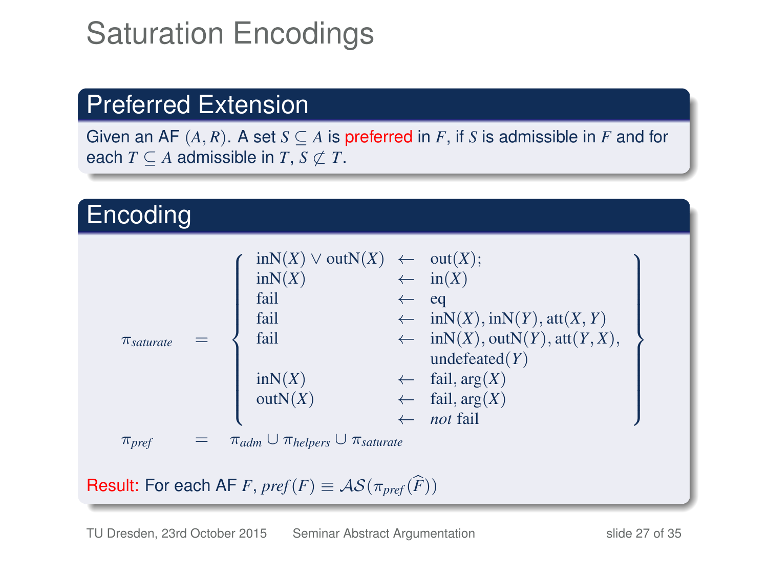# Saturation Encodings

## Preferred Extension

Given an AF $(A, R)$. A set $S \subseteq A$ is preferred in $F$, if $S$ is admissible in $F$ and for each $T \subseteq A$ admissible in $T$, $S \not\subset T$.

## Encoding

$$
\pi_{saturate} = \left\{ \begin{array}{lll}
\mathrm{inN}(X) \vee \mathrm{outN}(X) & \leftarrow & \mathrm{out}(X); \\
\mathrm{inN}(X) & \leftarrow & \mathrm{in}(X) \\
\mathrm{fail} & \leftarrow & \mathrm{eq} \\
\mathrm{fail} & \leftarrow & \mathrm{inN}(X), \mathrm{inN}(Y), \mathrm{att}(X, Y) \\
\mathrm{fail} & \leftarrow & \mathrm{inN}(X), \mathrm{outN}(Y), \mathrm{att}(Y, X), \\
 & & \mathrm{undefeated}(Y) \\
\mathrm{inN}(X) & \leftarrow & \mathrm{fail}, \mathrm{arg}(X) \\
\mathrm{outN}(X) & \leftarrow & \mathrm{fail}, \mathrm{arg}(X) \\
 & \leftarrow & \mathit{not}\ \mathrm{fail}
\end{array} \right\}
$$

$$
\pi_{pref} = \pi_{adm} \cup \pi_{helpers} \cup \pi_{saturate}
$$

Result: For each AF $F$, $\mathit{pref}(F) \equiv \mathcal{AS}(\pi_{pref}(\widehat{F}))$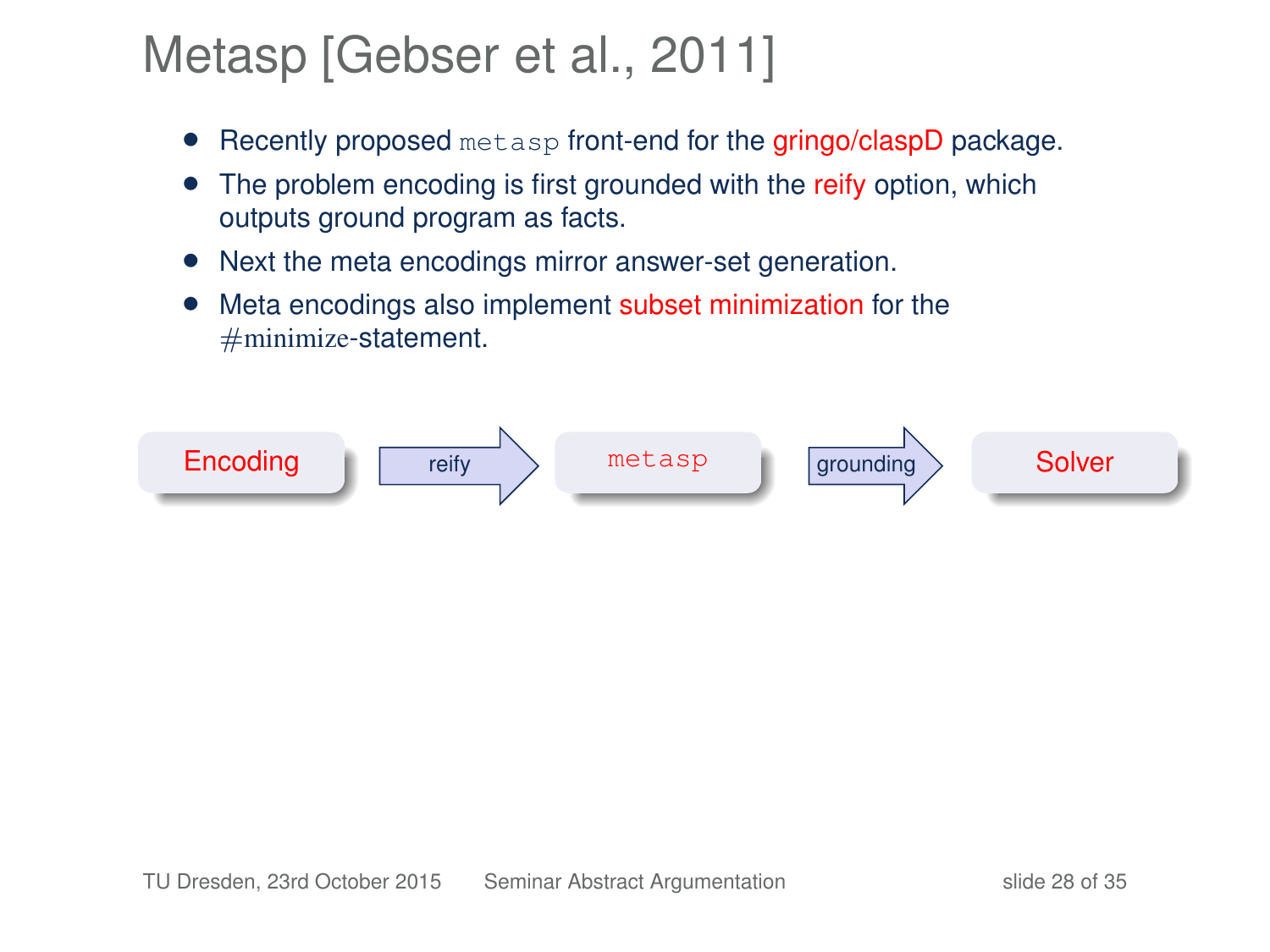# Metasp [Gebser et al., 2011]

- Recently proposed `metasp` front-end for the gringo/claspD package.
- The problem encoding is first grounded with the reify option, which outputs ground program as facts.
- Next the meta encodings mirror answer-set generation.
- Meta encodings also implement subset minimization for the #minimize-statement.

Encoding → reify → `metasp` → grounding → Solver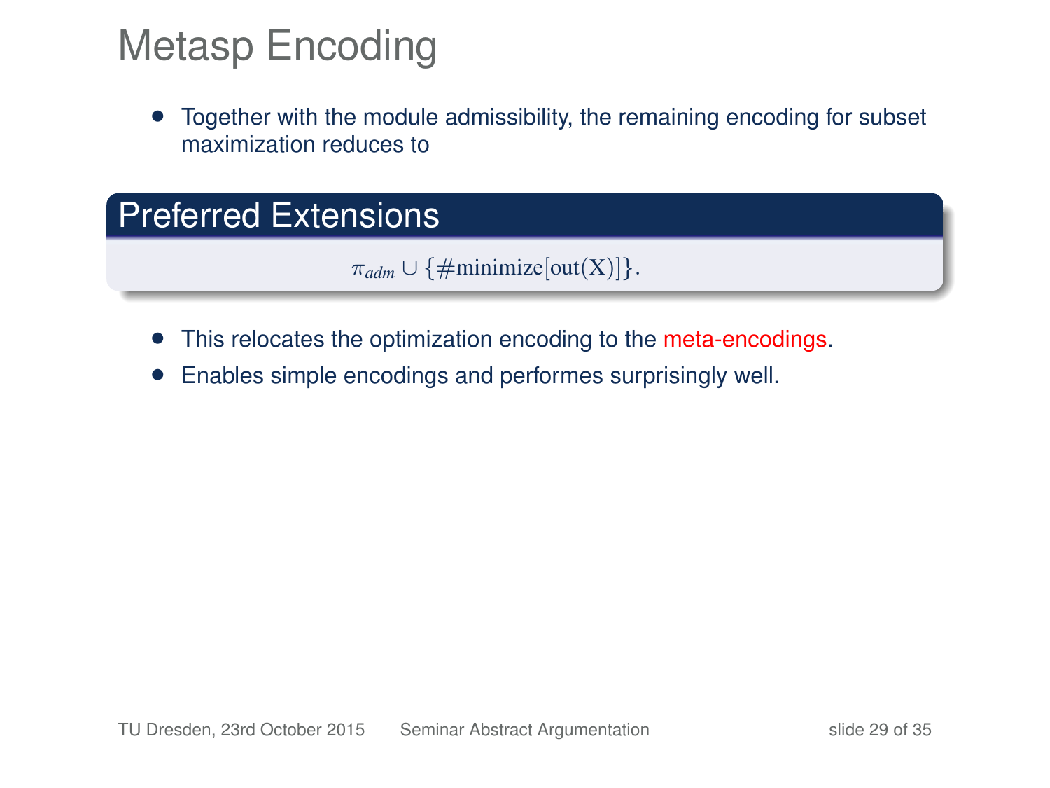# Metasp Encoding

- Together with the module admissibility, the remaining encoding for subset maximization reduces to

**Preferred Extensions**

$$\pi_{adm} \cup \{\#\text{minimize}[\text{out}(\text{X})]\}.$$

- This relocates the optimization encoding to the meta-encodings.
- Enables simple encodings and performes surprisingly well.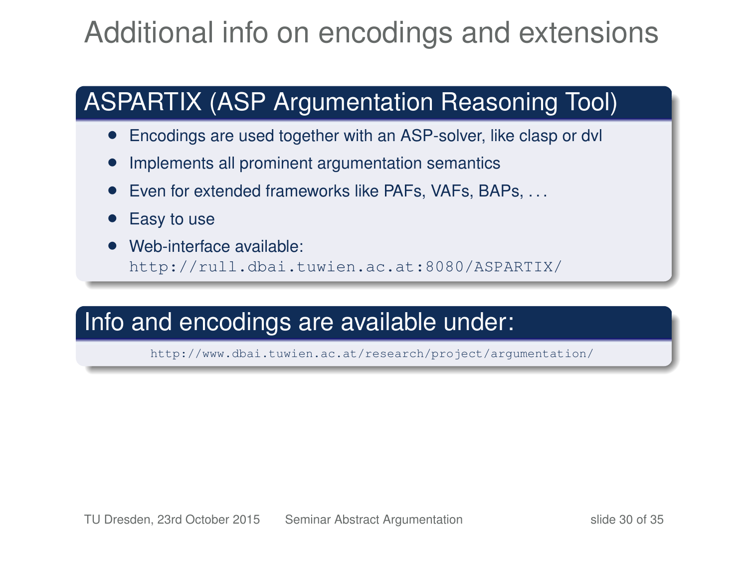# Additional info on encodings and extensions

## ASPARTIX (ASP Argumentation Reasoning Tool)

- Encodings are used together with an ASP-solver, like clasp or dvl
- Implements all prominent argumentation semantics
- Even for extended frameworks like PAFs, VAFs, BAPs, ...
- Easy to use
- Web-interface available:
  `http://rull.dbai.tuwien.ac.at:8080/ASPARTIX/`

## Info and encodings are available under:

`http://www.dbai.tuwien.ac.at/research/project/argumentation/`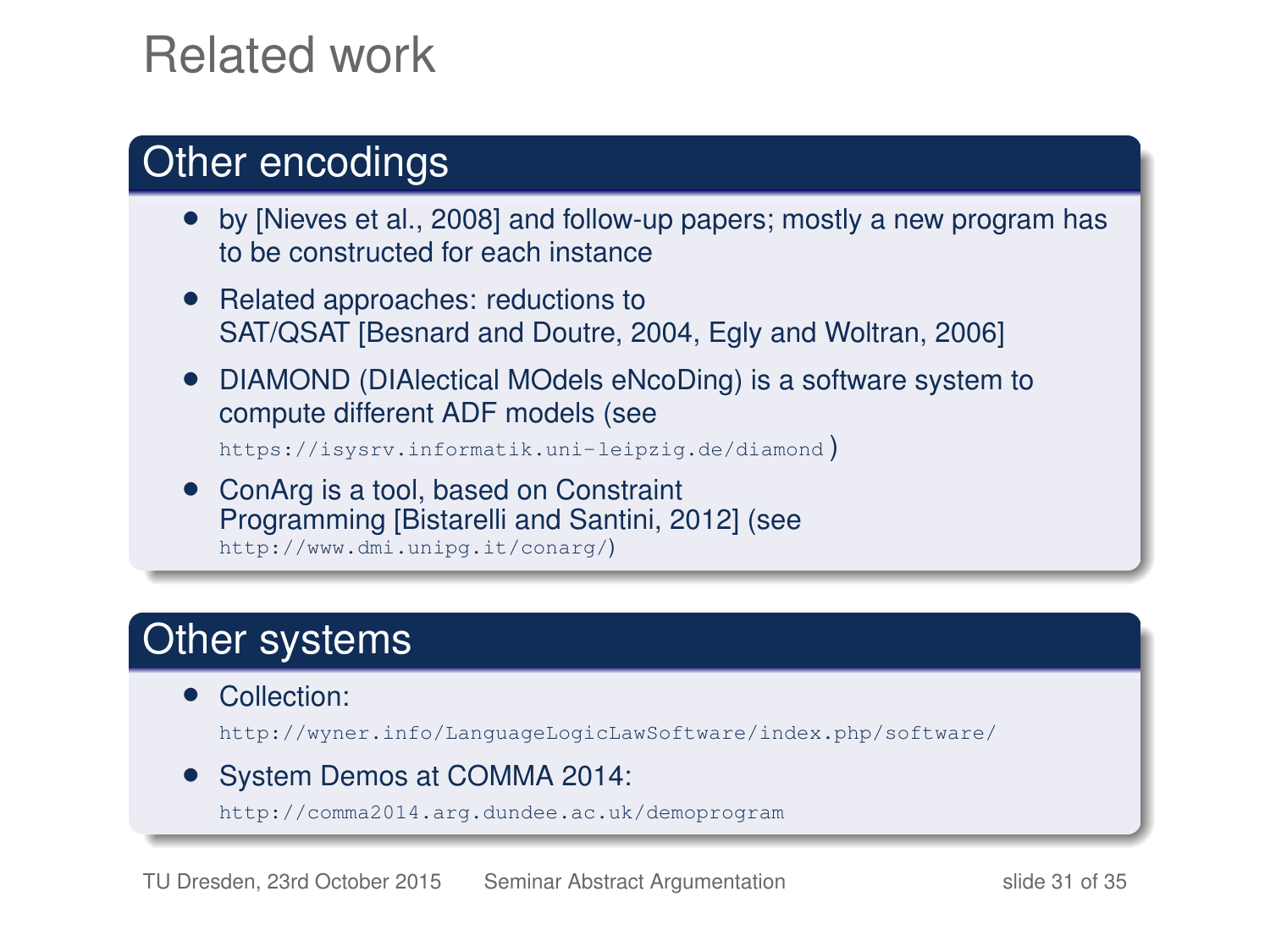# Related work

## Other encodings

- by [Nieves et al., 2008] and follow-up papers; mostly a new program has to be constructed for each instance
- Related approaches: reductions to SAT/QSAT [Besnard and Doutre, 2004, Egly and Woltran, 2006]
- DIAMOND (DIAlectical MOdels eNcoDing) is a software system to compute different ADF models (see `https://isysrv.informatik.uni-leipzig.de/diamond`)
- ConArg is a tool, based on Constraint Programming [Bistarelli and Santini, 2012] (see `http://www.dmi.unipg.it/conarg/`)

## Other systems

- Collection: `http://wyner.info/LanguageLogicLawSoftware/index.php/software/`
- System Demos at COMMA 2014: `http://comma2014.arg.dundee.ac.uk/demoprogram`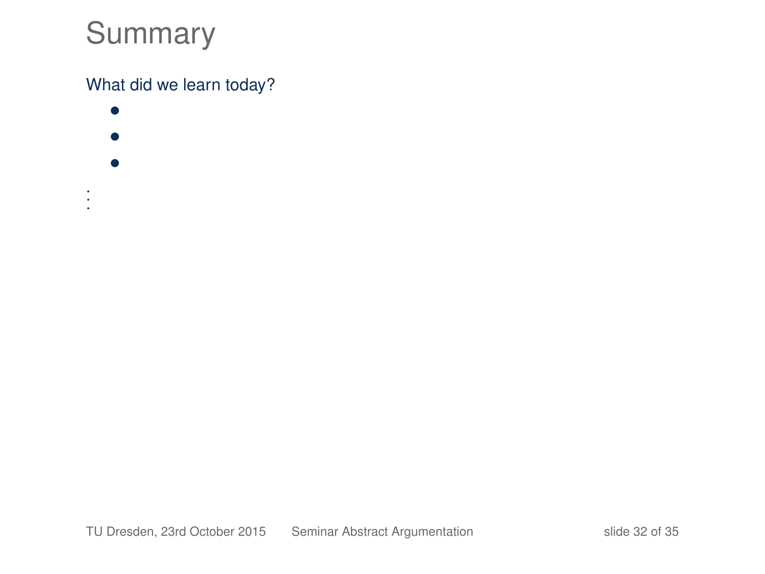# Summary

What did we learn today?

- 
- 
- 

⋮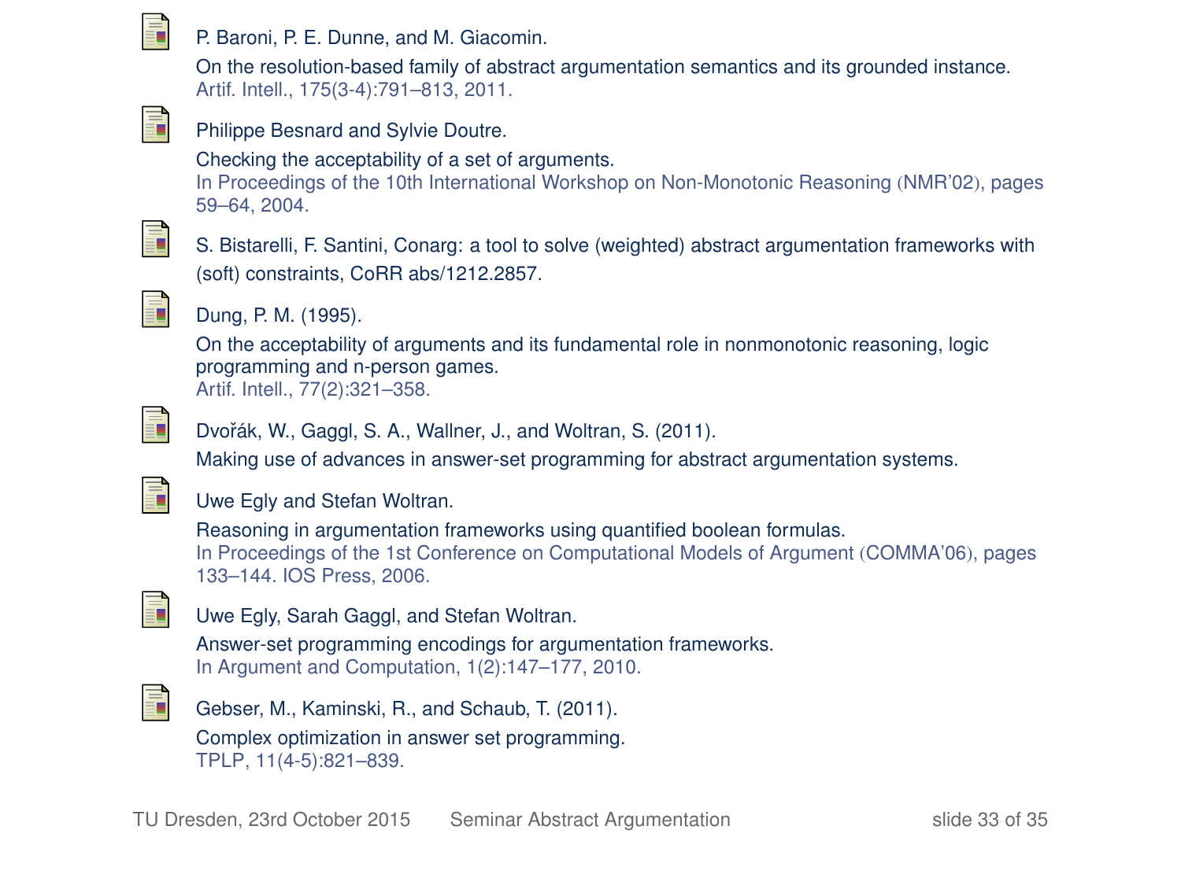- P. Baroni, P. E. Dunne, and M. Giacomin.
  On the resolution-based family of abstract argumentation semantics and its grounded instance.
  Artif. Intell., 175(3-4):791–813, 2011.

- Philippe Besnard and Sylvie Doutre.
  Checking the acceptability of a set of arguments.
  In Proceedings of the 10th International Workshop on Non-Monotonic Reasoning (NMR'02), pages 59–64, 2004.

- S. Bistarelli, F. Santini, Conarg: a tool to solve (weighted) abstract argumentation frameworks with (soft) constraints, CoRR abs/1212.2857.

- Dung, P. M. (1995).
  On the acceptability of arguments and its fundamental role in nonmonotonic reasoning, logic programming and n-person games.
  Artif. Intell., 77(2):321–358.

- Dvořák, W., Gaggl, S. A., Wallner, J., and Woltran, S. (2011).
  Making use of advances in answer-set programming for abstract argumentation systems.

- Uwe Egly and Stefan Woltran.
  Reasoning in argumentation frameworks using quantified boolean formulas.
  In Proceedings of the 1st Conference on Computational Models of Argument (COMMA'06), pages 133–144. IOS Press, 2006.

- Uwe Egly, Sarah Gaggl, and Stefan Woltran.
  Answer-set programming encodings for argumentation frameworks.
  In Argument and Computation, 1(2):147–177, 2010.

- Gebser, M., Kaminski, R., and Schaub, T. (2011).
  Complex optimization in answer set programming.
  TPLP, 11(4-5):821–839.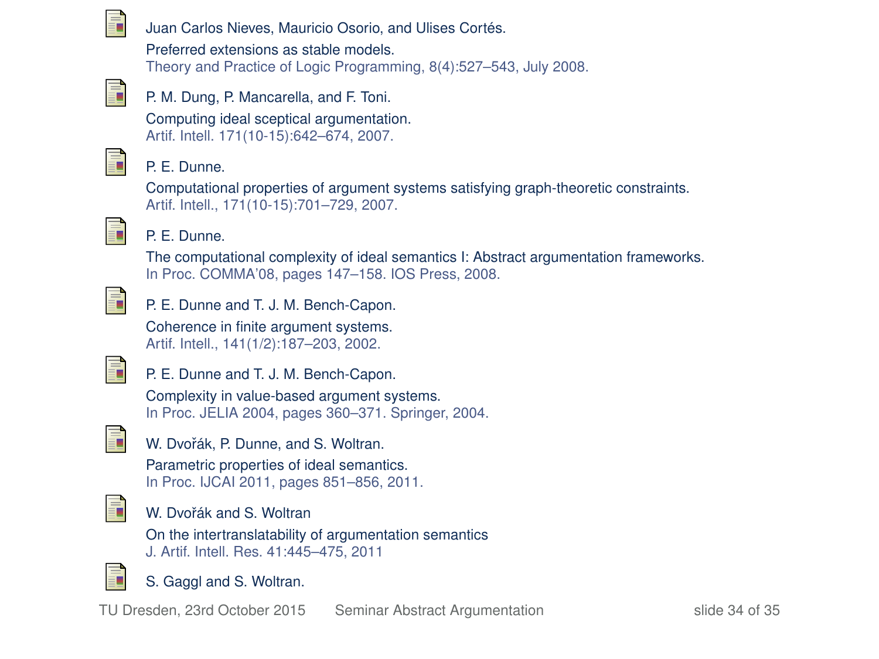- Juan Carlos Nieves, Mauricio Osorio, and Ulises Cortés.
  Preferred extensions as stable models.
  Theory and Practice of Logic Programming, 8(4):527–543, July 2008.

- P. M. Dung, P. Mancarella, and F. Toni.
  Computing ideal sceptical argumentation.
  Artif. Intell. 171(10-15):642–674, 2007.

- P. E. Dunne.
  Computational properties of argument systems satisfying graph-theoretic constraints.
  Artif. Intell., 171(10-15):701–729, 2007.

- P. E. Dunne.
  The computational complexity of ideal semantics I: Abstract argumentation frameworks.
  In Proc. COMMA'08, pages 147–158. IOS Press, 2008.

- P. E. Dunne and T. J. M. Bench-Capon.
  Coherence in finite argument systems.
  Artif. Intell., 141(1/2):187–203, 2002.

- P. E. Dunne and T. J. M. Bench-Capon.
  Complexity in value-based argument systems.
  In Proc. JELIA 2004, pages 360–371. Springer, 2004.

- W. Dvořák, P. Dunne, and S. Woltran.
  Parametric properties of ideal semantics.
  In Proc. IJCAI 2011, pages 851–856, 2011.

- W. Dvořák and S. Woltran
  On the intertranslatability of argumentation semantics
  J. Artif. Intell. Res. 41:445–475, 2011

- S. Gaggl and S. Woltran.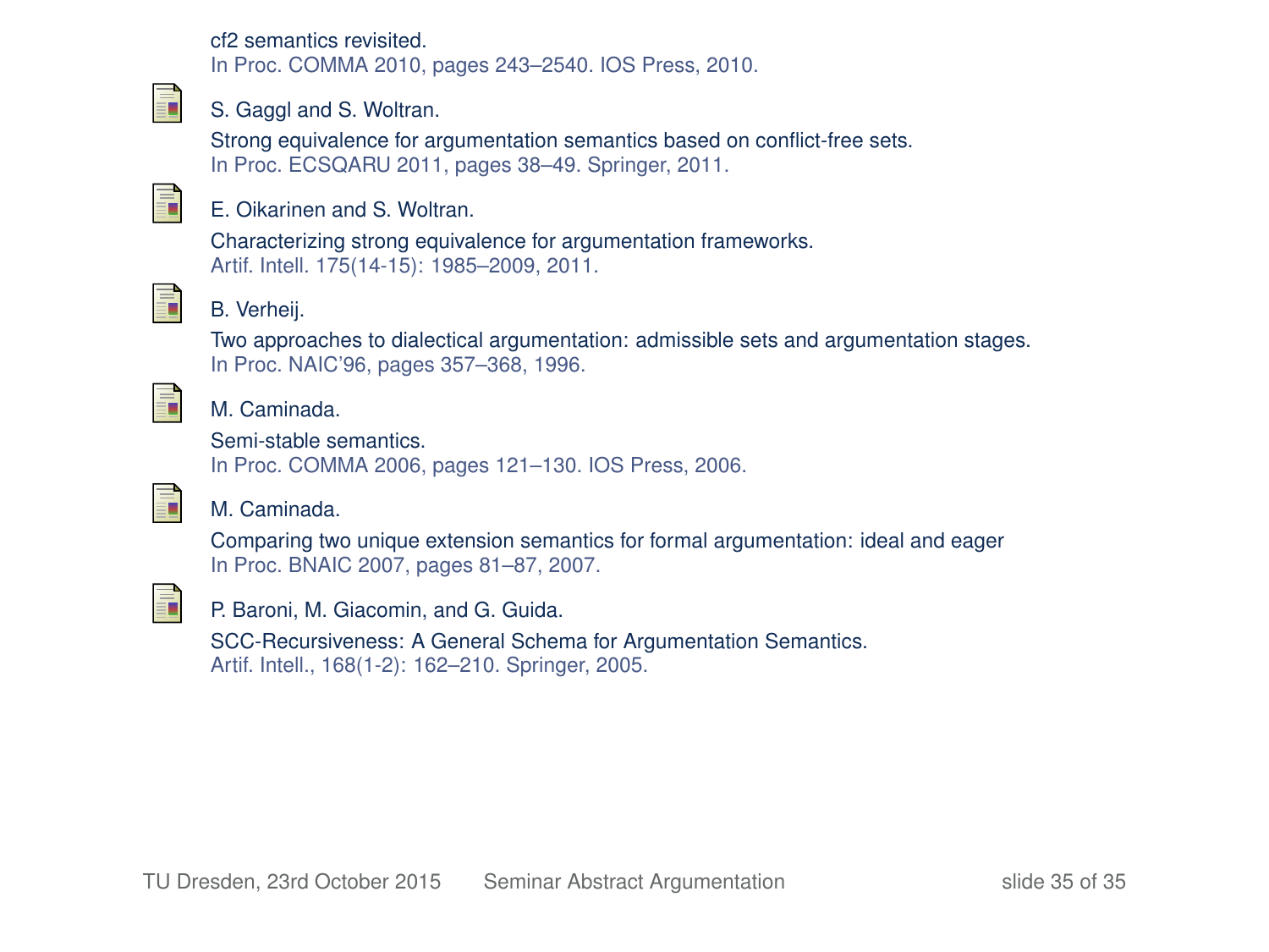cf2 semantics revisited.
In Proc. COMMA 2010, pages 243–2540. IOS Press, 2010.

S. Gaggl and S. Woltran.
Strong equivalence for argumentation semantics based on conflict-free sets.
In Proc. ECSQARU 2011, pages 38–49. Springer, 2011.

E. Oikarinen and S. Woltran.
Characterizing strong equivalence for argumentation frameworks.
Artif. Intell. 175(14-15): 1985–2009, 2011.

B. Verheij.
Two approaches to dialectical argumentation: admissible sets and argumentation stages.
In Proc. NAIC'96, pages 357–368, 1996.

M. Caminada.
Semi-stable semantics.
In Proc. COMMA 2006, pages 121–130. IOS Press, 2006.

M. Caminada.
Comparing two unique extension semantics for formal argumentation: ideal and eager
In Proc. BNAIC 2007, pages 81–87, 2007.

P. Baroni, M. Giacomin, and G. Guida.
SCC-Recursiveness: A General Schema for Argumentation Semantics.
Artif. Intell., 168(1-2): 162–210. Springer, 2005.